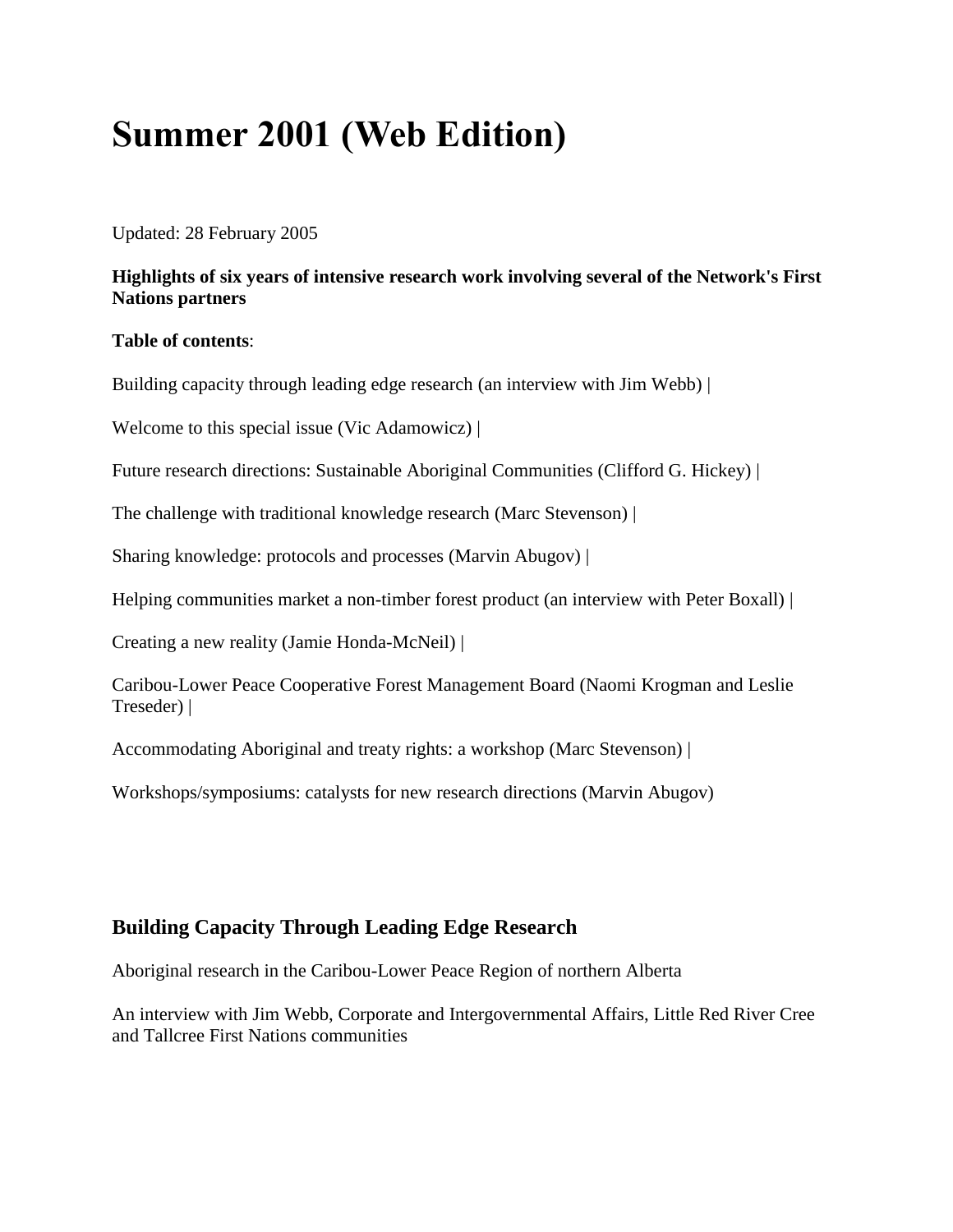# Summer 2001 (Web Edition)

Updated: 28 February 2005

**Highlights of six years of intensive research work involving several of the Network's First Nations partners**

**Table of contents**:

Building capacity through leading edge research (an interview with Jim Webb) |

Welcome to this special issue (Vic Adamowicz) |

Future research directions: Sustainable Aboriginal Communities (Clifford G. Hickey) |

The challenge with traditional knowledge research (Marc Stevenson) |

Sharing knowledge: protocols and processes (Marvin Abugov) |

Helping communities market a non-timber forest product (an interview with Peter Boxall) |

Creating a new reality (Jamie Honda-McNeil) |

Caribou-Lower Peace Cooperative Forest Management Board (Naomi Krogman and Leslie Treseder) |

Accommodating Aboriginal and treaty rights: a workshop (Marc Stevenson) |

Workshops/symposiums: catalysts for new research directions (Marvin Abugov)

## Building Capacity Through Leading Edge Research

Aboriginal research in the Caribou-Lower Peace Region of northern Alberta

An interview with Jim Webb, Corporate and Intergovernmental Affairs, Little Red River Cree and Tallcree First Nations communities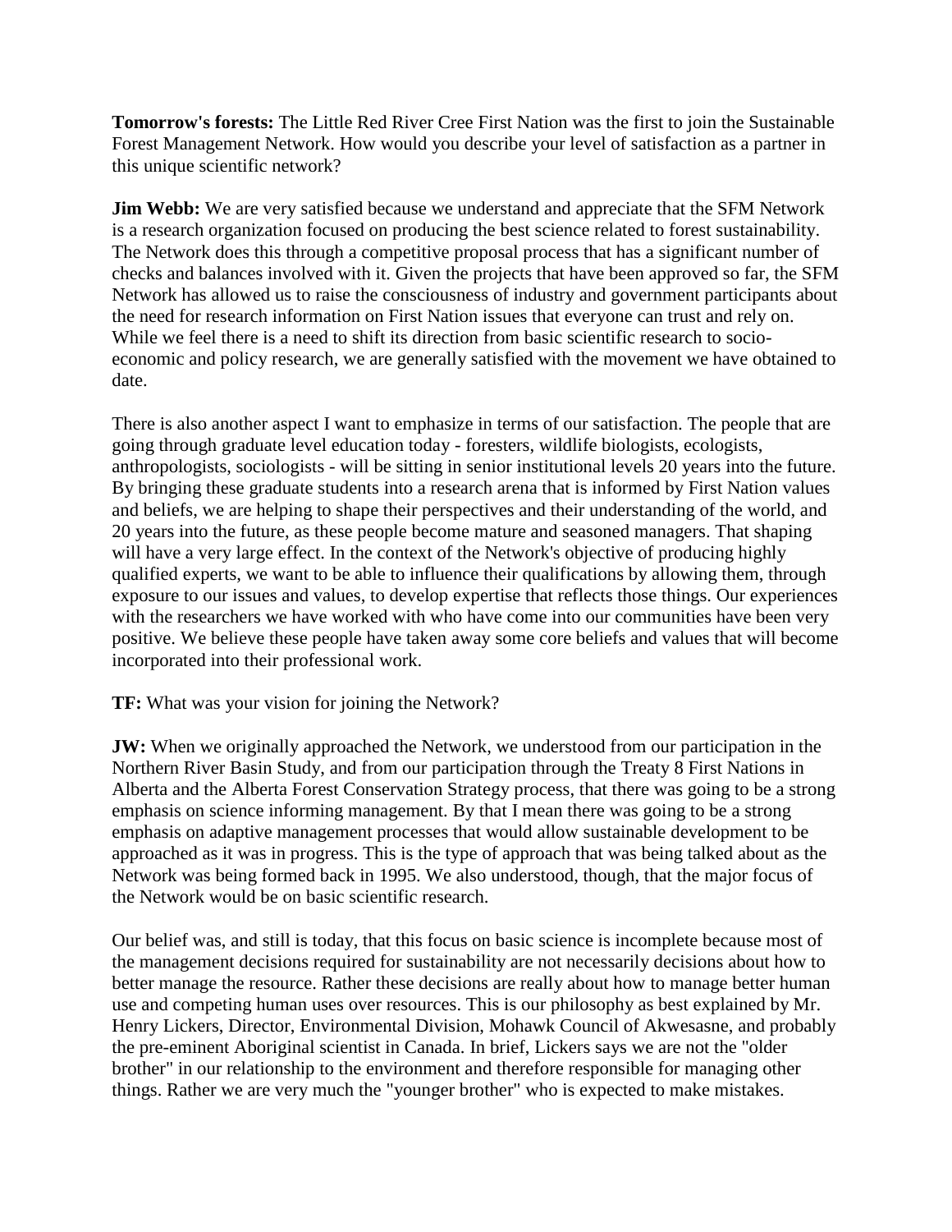**Tomorrow's forests:** The Little Red River Cree First Nation was the first to join the Sustainable Forest Management Network. How would you describe your level of satisfaction as a partner in this unique scientific network?

**Jim Webb:** We are very satisfied because we understand and appreciate that the SFM Network is a research organization focused on producing the best science related to forest sustainability. The Network does this through a competitive proposal process that has a significant number of checks and balances involved with it. Given the projects that have been approved so far, the SFM Network has allowed us to raise the consciousness of industry and government participants about the need for research information on First Nation issues that everyone can trust and rely on. While we feel there is a need to shift its direction from basic scientific research to socio-economic and policy research, we are generally satisfied with the movement we have obtained to date.

There is also another aspect I want to emphasize in terms of our satisfaction. The people that are going through graduate level education today - foresters, wildlife biologists, ecologists, anthropologists, sociologists - will be sitting in senior institutional levels 20 years into the future. By bringing these graduate students into a research arena that is informed by First Nation values and beliefs, we are helping to shape their perspectives and their understanding of the world, and 20 years into the future, as these people become mature and seasoned managers. That shaping will have a very large effect. In the context of the Network's objective of producing highly qualified experts, we want to be able to influence their qualifications by allowing them, through exposure to our issues and values, to develop expertise that reflects those things. Our experiences with the researchers we have worked with who have come into our communities have been very positive. We believe these people have taken away some core beliefs and values that will become incorporated into their professional work.

**TF:** What was your vision for joining the Network?

**JW:** When we originally approached the Network, we understood from our participation in the Northern River Basin Study, and from our participation through the Treaty 8 First Nations in Alberta and the Alberta Forest Conservation Strategy process, that there was going to be a strong emphasis on science informing management. By that I mean there was going to be a strong emphasis on adaptive management processes that would allow sustainable development to be approached as it was in progress. This is the type of approach that was being talked about as the Network was being formed back in 1995. We also understood, though, that the major focus of the Network would be on basic scientific research.

Our belief was, and still is today, that this focus on basic science is incomplete because most of the management decisions required for sustainability are not necessarily decisions about how to better manage the resource. Rather these decisions are really about how to manage better human use and competing human uses over resources. This is our philosophy as best explained by Mr. Henry Lickers, Director, Environmental Division, Mohawk Council of Akwesasne, and probably the pre-eminent Aboriginal scientist in Canada. In brief, Lickers says we are not the "older brother" in our relationship to the environment and therefore responsible for managing other things. Rather we are very much the "younger brother" who is expected to make mistakes.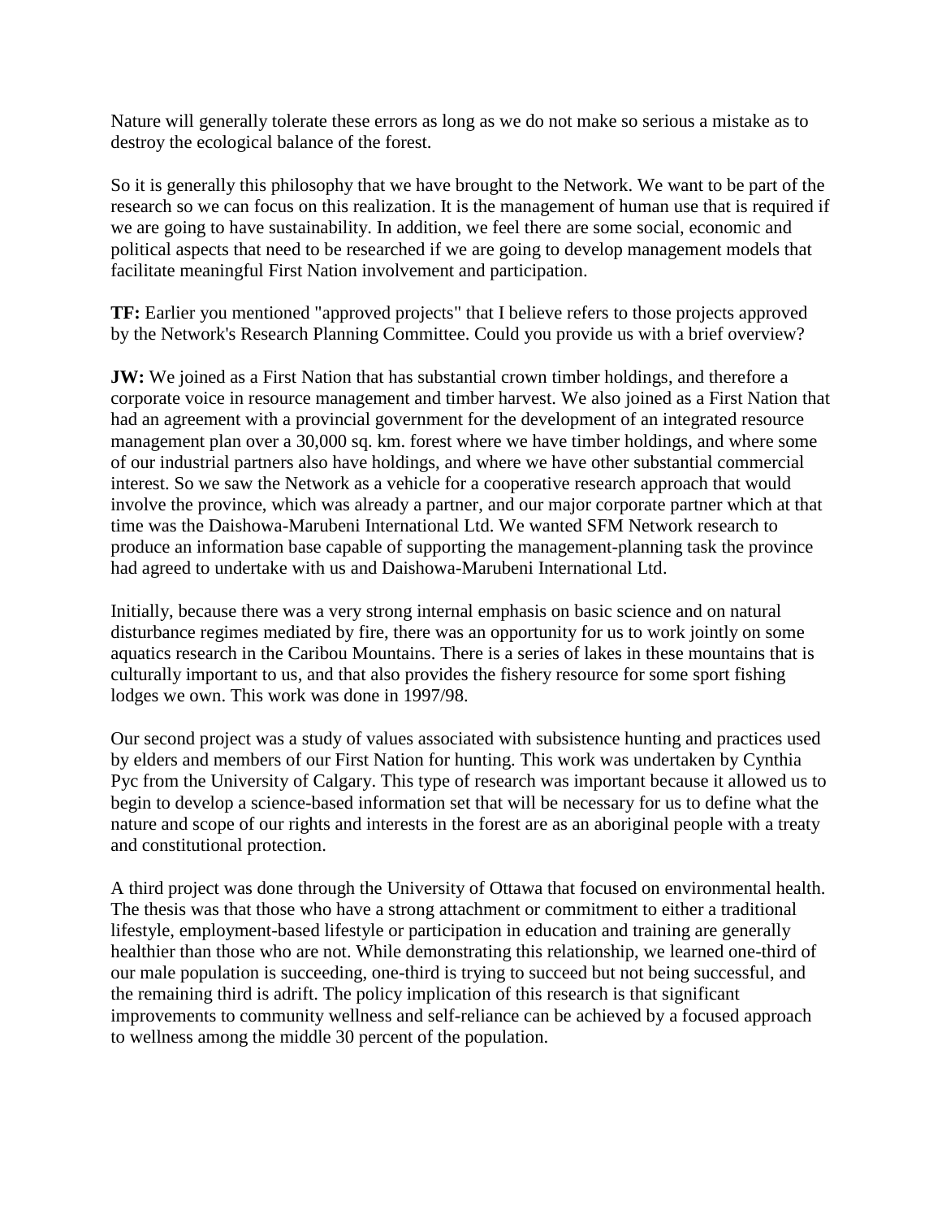Nature will generally tolerate these errors as long as we do not make so serious a mistake as to destroy the ecological balance of the forest.

So it is generally this philosophy that we have brought to the Network. We want to be part of the research so we can focus on this realization. It is the management of human use that is required if we are going to have sustainability. In addition, we feel there are some social, economic and political aspects that need to be researched if we are going to develop management models that facilitate meaningful First Nation involvement and participation.

**TF:** Earlier you mentioned "approved projects" that I believe refers to those projects approved by the Network's Research Planning Committee. Could you provide us with a brief overview?

**JW:** We joined as a First Nation that has substantial crown timber holdings, and therefore a corporate voice in resource management and timber harvest. We also joined as a First Nation that had an agreement with a provincial government for the development of an integrated resource management plan over a 30,000 sq. km. forest where we have timber holdings, and where some of our industrial partners also have holdings, and where we have other substantial commercial interest. So we saw the Network as a vehicle for a cooperative research approach that would involve the province, which was already a partner, and our major corporate partner which at that time was the Daishowa-Marubeni International Ltd. We wanted SFM Network research to produce an information base capable of supporting the management-planning task the province had agreed to undertake with us and Daishowa-Marubeni International Ltd.

Initially, because there was a very strong internal emphasis on basic science and on natural disturbance regimes mediated by fire, there was an opportunity for us to work jointly on some aquatics research in the Caribou Mountains. There is a series of lakes in these mountains that is culturally important to us, and that also provides the fishery resource for some sport fishing lodges we own. This work was done in 1997/98.

Our second project was a study of values associated with subsistence hunting and practices used by elders and members of our First Nation for hunting. This work was undertaken by Cynthia Pyc from the University of Calgary. This type of research was important because it allowed us to begin to develop a science-based information set that will be necessary for us to define what the nature and scope of our rights and interests in the forest are as an aboriginal people with a treaty and constitutional protection.

A third project was done through the University of Ottawa that focused on environmental health. The thesis was that those who have a strong attachment or commitment to either a traditional lifestyle, employment-based lifestyle or participation in education and training are generally healthier than those who are not. While demonstrating this relationship, we learned one-third of our male population is succeeding, one-third is trying to succeed but not being successful, and the remaining third is adrift. The policy implication of this research is that significant improvements to community wellness and self-reliance can be achieved by a focused approach to wellness among the middle 30 percent of the population.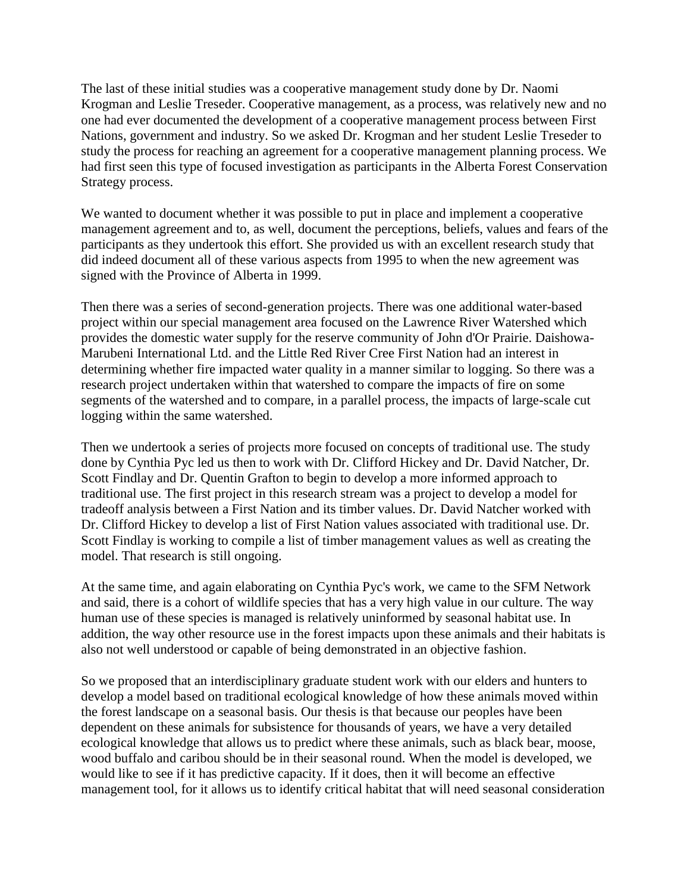The last of these initial studies was a cooperative management study done by Dr. Naomi Krogman and Leslie Treseder. Cooperative management, as a process, was relatively new and no one had ever documented the development of a cooperative management process between First Nations, government and industry. So we asked Dr. Krogman and her student Leslie Treseder to study the process for reaching an agreement for a cooperative management planning process. We had first seen this type of focused investigation as participants in the Alberta Forest Conservation Strategy process.

We wanted to document whether it was possible to put in place and implement a cooperative management agreement and to, as well, document the perceptions, beliefs, values and fears of the participants as they undertook this effort. She provided us with an excellent research study that did indeed document all of these various aspects from 1995 to when the new agreement was signed with the Province of Alberta in 1999.

Then there was a series of second-generation projects. There was one additional water-based project within our special management area focused on the Lawrence River Watershed which provides the domestic water supply for the reserve community of John d'Or Prairie. Daishowa-Marubeni International Ltd. and the Little Red River Cree First Nation had an interest in determining whether fire impacted water quality in a manner similar to logging. So there was a research project undertaken within that watershed to compare the impacts of fire on some segments of the watershed and to compare, in a parallel process, the impacts of large-scale cut logging within the same watershed.

Then we undertook a series of projects more focused on concepts of traditional use. The study done by Cynthia Pyc led us then to work with Dr. Clifford Hickey and Dr. David Natcher, Dr. Scott Findlay and Dr. Quentin Grafton to begin to develop a more informed approach to traditional use. The first project in this research stream was a project to develop a model for tradeoff analysis between a First Nation and its timber values. Dr. David Natcher worked with Dr. Clifford Hickey to develop a list of First Nation values associated with traditional use. Dr. Scott Findlay is working to compile a list of timber management values as well as creating the model. That research is still ongoing.

At the same time, and again elaborating on Cynthia Pyc's work, we came to the SFM Network and said, there is a cohort of wildlife species that has a very high value in our culture. The way human use of these species is managed is relatively uninformed by seasonal habitat use. In addition, the way other resource use in the forest impacts upon these animals and their habitats is also not well understood or capable of being demonstrated in an objective fashion.

So we proposed that an interdisciplinary graduate student work with our elders and hunters to develop a model based on traditional ecological knowledge of how these animals moved within the forest landscape on a seasonal basis. Our thesis is that because our peoples have been dependent on these animals for subsistence for thousands of years, we have a very detailed ecological knowledge that allows us to predict where these animals, such as black bear, moose, wood buffalo and caribou should be in their seasonal round. When the model is developed, we would like to see if it has predictive capacity. If it does, then it will become an effective management tool, for it allows us to identify critical habitat that will need seasonal consideration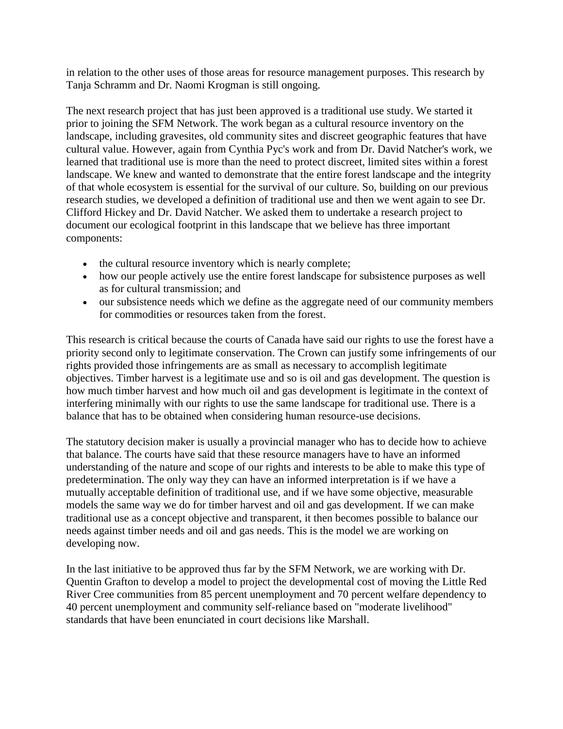in relation to the other uses of those areas for resource management purposes. This research by Tanja Schramm and Dr. Naomi Krogman is still ongoing.

The next research project that has just been approved is a traditional use study. We started it prior to joining the SFM Network. The work began as a cultural resource inventory on the landscape, including gravesites, old community sites and discreet geographic features that have cultural value. However, again from Cynthia Pyc's work and from Dr. David Natcher's work, we learned that traditional use is more than the need to protect discreet, limited sites within a forest landscape. We knew and wanted to demonstrate that the entire forest landscape and the integrity of that whole ecosystem is essential for the survival of our culture. So, building on our previous research studies, we developed a definition of traditional use and then we went again to see Dr. Clifford Hickey and Dr. David Natcher. We asked them to undertake a research project to document our ecological footprint in this landscape that we believe has three important components:

- the cultural resource inventory which is nearly complete;
- how our people actively use the entire forest landscape for subsistence purposes as well as for cultural transmission; and
- our subsistence needs which we define as the aggregate need of our community members for commodities or resources taken from the forest.

This research is critical because the courts of Canada have said our rights to use the forest have a priority second only to legitimate conservation. The Crown can justify some infringements of our rights provided those infringements are as small as necessary to accomplish legitimate objectives. Timber harvest is a legitimate use and so is oil and gas development. The question is how much timber harvest and how much oil and gas development is legitimate in the context of interfering minimally with our rights to use the same landscape for traditional use. There is a balance that has to be obtained when considering human resource-use decisions.

The statutory decision maker is usually a provincial manager who has to decide how to achieve that balance. The courts have said that these resource managers have to have an informed understanding of the nature and scope of our rights and interests to be able to make this type of predetermination. The only way they can have an informed interpretation is if we have a mutually acceptable definition of traditional use, and if we have some objective, measurable models the same way we do for timber harvest and oil and gas development. If we can make traditional use as a concept objective and transparent, it then becomes possible to balance our needs against timber needs and oil and gas needs. This is the model we are working on developing now.

In the last initiative to be approved thus far by the SFM Network, we are working with Dr. Quentin Grafton to develop a model to project the developmental cost of moving the Little Red River Cree communities from 85 percent unemployment and 70 percent welfare dependency to 40 percent unemployment and community self-reliance based on "moderate livelihood" standards that have been enunciated in court decisions like Marshall.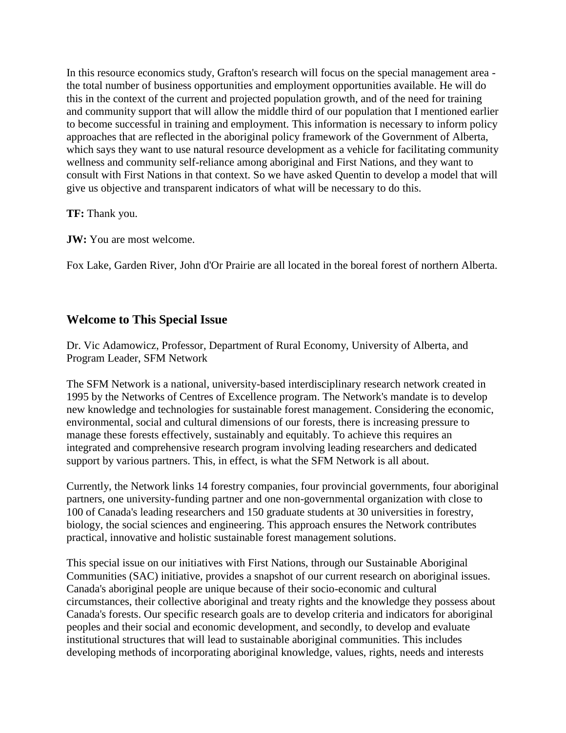In this resource economics study, Grafton's research will focus on the special management area - the total number of business opportunities and employment opportunities available. He will do this in the context of the current and projected population growth, and of the need for training and community support that will allow the middle third of our population that I mentioned earlier to become successful in training and employment. This information is necessary to inform policy approaches that are reflected in the aboriginal policy framework of the Government of Alberta, which says they want to use natural resource development as a vehicle for facilitating community wellness and community self-reliance among aboriginal and First Nations, and they want to consult with First Nations in that context. So we have asked Quentin to develop a model that will give us objective and transparent indicators of what will be necessary to do this.

**TF:** Thank you.

**JW:** You are most welcome.

Fox Lake, Garden River, John d'Or Prairie are all located in the boreal forest of northern Alberta.

## Welcome to This Special Issue

Dr. Vic Adamowicz, Professor, Department of Rural Economy, University of Alberta, and Program Leader, SFM Network

The SFM Network is a national, university-based interdisciplinary research network created in 1995 by the Networks of Centres of Excellence program. The Network's mandate is to develop new knowledge and technologies for sustainable forest management. Considering the economic, environmental, social and cultural dimensions of our forests, there is increasing pressure to manage these forests effectively, sustainably and equitably. To achieve this requires an integrated and comprehensive research program involving leading researchers and dedicated support by various partners. This, in effect, is what the SFM Network is all about.

Currently, the Network links 14 forestry companies, four provincial governments, four aboriginal partners, one university-funding partner and one non-governmental organization with close to 100 of Canada's leading researchers and 150 graduate students at 30 universities in forestry, biology, the social sciences and engineering. This approach ensures the Network contributes practical, innovative and holistic sustainable forest management solutions.

This special issue on our initiatives with First Nations, through our Sustainable Aboriginal Communities (SAC) initiative, provides a snapshot of our current research on aboriginal issues. Canada's aboriginal people are unique because of their socio-economic and cultural circumstances, their collective aboriginal and treaty rights and the knowledge they possess about Canada's forests. Our specific research goals are to develop criteria and indicators for aboriginal peoples and their social and economic development, and secondly, to develop and evaluate institutional structures that will lead to sustainable aboriginal communities. This includes developing methods of incorporating aboriginal knowledge, values, rights, needs and interests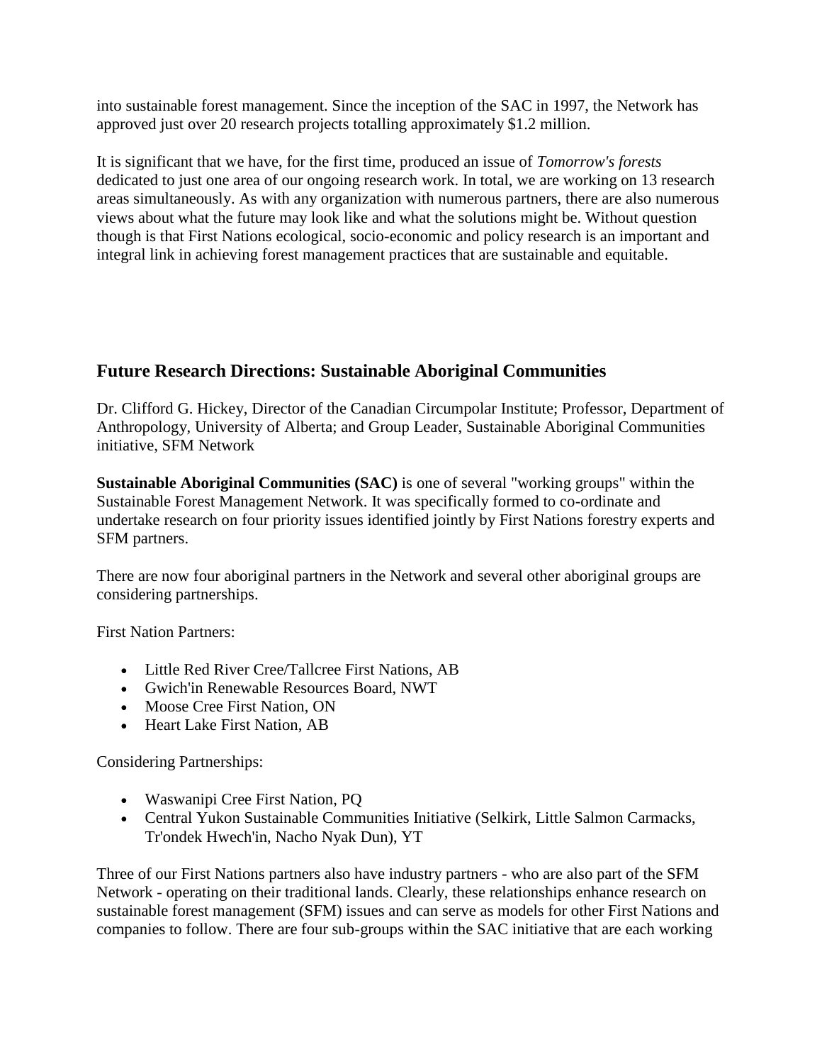into sustainable forest management. Since the inception of the SAC in 1997, the Network has approved just over 20 research projects totalling approximately $1.2 million.

It is significant that we have, for the first time, produced an issue of *Tomorrow's forests* dedicated to just one area of our ongoing research work. In total, we are working on 13 research areas simultaneously. As with any organization with numerous partners, there are also numerous views about what the future may look like and what the solutions might be. Without question though is that First Nations ecological, socio-economic and policy research is an important and integral link in achieving forest management practices that are sustainable and equitable.

## Future Research Directions: Sustainable Aboriginal Communities

Dr. Clifford G. Hickey, Director of the Canadian Circumpolar Institute; Professor, Department of Anthropology, University of Alberta; and Group Leader, Sustainable Aboriginal Communities initiative, SFM Network

**Sustainable Aboriginal Communities (SAC)** is one of several "working groups" within the Sustainable Forest Management Network. It was specifically formed to co-ordinate and undertake research on four priority issues identified jointly by First Nations forestry experts and SFM partners.

There are now four aboriginal partners in the Network and several other aboriginal groups are considering partnerships.

First Nation Partners:

- Little Red River Cree/Tallcree First Nations, AB
- Gwich'in Renewable Resources Board, NWT
- Moose Cree First Nation, ON
- Heart Lake First Nation, AB

Considering Partnerships:

- Waswanipi Cree First Nation, PQ
- Central Yukon Sustainable Communities Initiative (Selkirk, Little Salmon Carmacks, Tr'ondek Hwech'in, Nacho Nyak Dun), YT

Three of our First Nations partners also have industry partners - who are also part of the SFM Network - operating on their traditional lands. Clearly, these relationships enhance research on sustainable forest management (SFM) issues and can serve as models for other First Nations and companies to follow. There are four sub-groups within the SAC initiative that are each working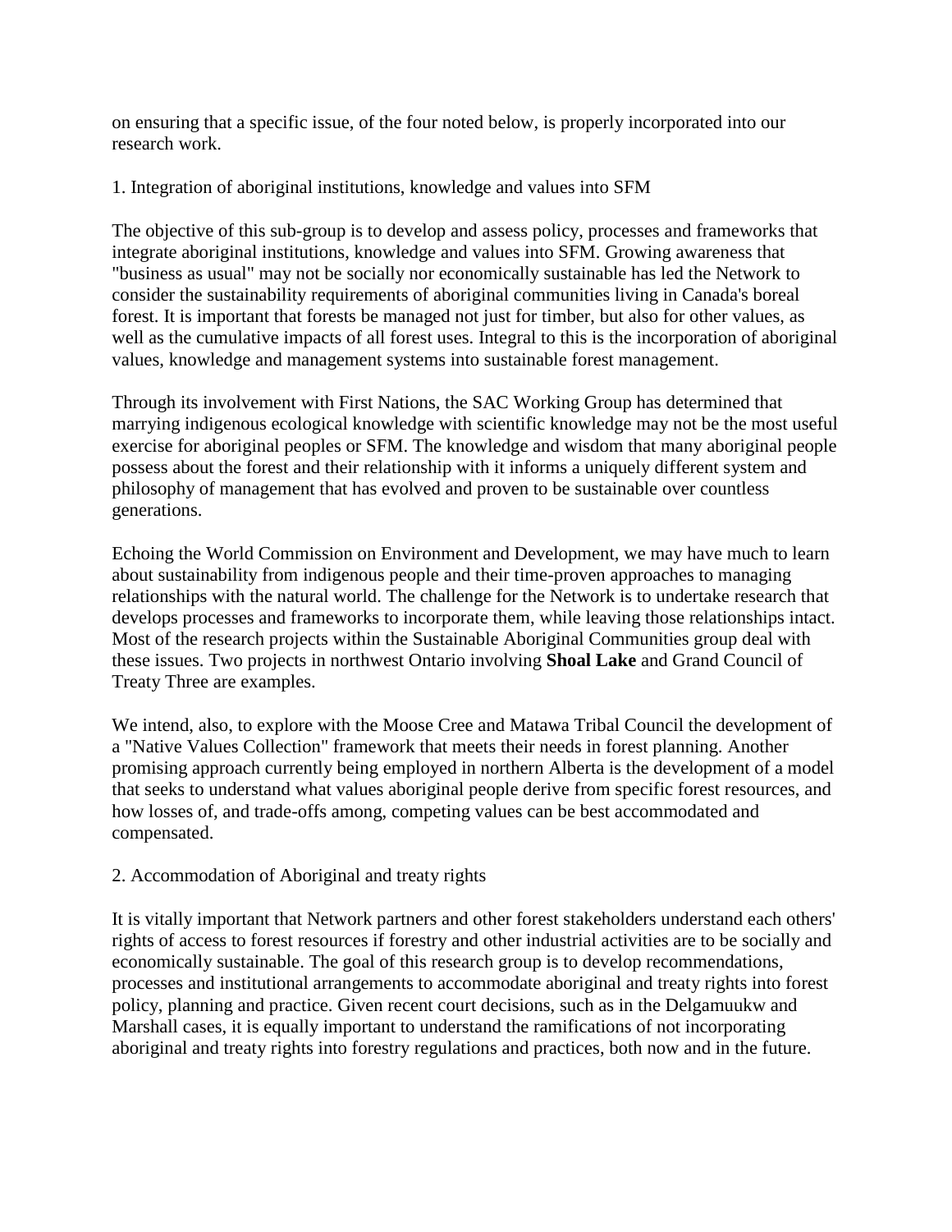on ensuring that a specific issue, of the four noted below, is properly incorporated into our research work.

1. Integration of aboriginal institutions, knowledge and values into SFM

The objective of this sub-group is to develop and assess policy, processes and frameworks that integrate aboriginal institutions, knowledge and values into SFM. Growing awareness that "business as usual" may not be socially nor economically sustainable has led the Network to consider the sustainability requirements of aboriginal communities living in Canada's boreal forest. It is important that forests be managed not just for timber, but also for other values, as well as the cumulative impacts of all forest uses. Integral to this is the incorporation of aboriginal values, knowledge and management systems into sustainable forest management.

Through its involvement with First Nations, the SAC Working Group has determined that marrying indigenous ecological knowledge with scientific knowledge may not be the most useful exercise for aboriginal peoples or SFM. The knowledge and wisdom that many aboriginal people possess about the forest and their relationship with it informs a uniquely different system and philosophy of management that has evolved and proven to be sustainable over countless generations.

Echoing the World Commission on Environment and Development, we may have much to learn about sustainability from indigenous people and their time-proven approaches to managing relationships with the natural world. The challenge for the Network is to undertake research that develops processes and frameworks to incorporate them, while leaving those relationships intact. Most of the research projects within the Sustainable Aboriginal Communities group deal with these issues. Two projects in northwest Ontario involving **Shoal Lake** and Grand Council of Treaty Three are examples.

We intend, also, to explore with the Moose Cree and Matawa Tribal Council the development of a "Native Values Collection" framework that meets their needs in forest planning. Another promising approach currently being employed in northern Alberta is the development of a model that seeks to understand what values aboriginal people derive from specific forest resources, and how losses of, and trade-offs among, competing values can be best accommodated and compensated.

2. Accommodation of Aboriginal and treaty rights

It is vitally important that Network partners and other forest stakeholders understand each others' rights of access to forest resources if forestry and other industrial activities are to be socially and economically sustainable. The goal of this research group is to develop recommendations, processes and institutional arrangements to accommodate aboriginal and treaty rights into forest policy, planning and practice. Given recent court decisions, such as in the Delgamuukw and Marshall cases, it is equally important to understand the ramifications of not incorporating aboriginal and treaty rights into forestry regulations and practices, both now and in the future.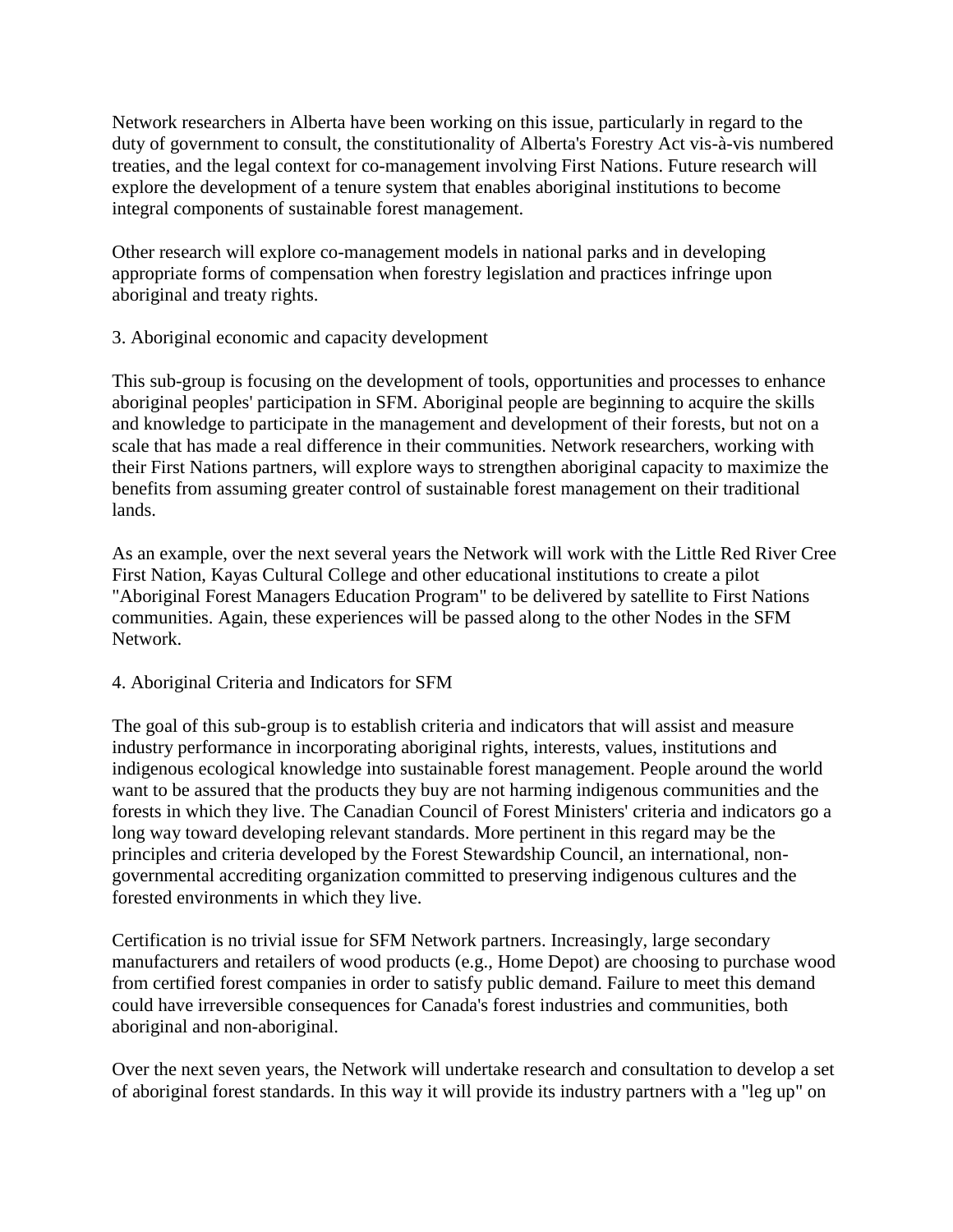Network researchers in Alberta have been working on this issue, particularly in regard to the duty of government to consult, the constitutionality of Alberta's Forestry Act vis-à-vis numbered treaties, and the legal context for co-management involving First Nations. Future research will explore the development of a tenure system that enables aboriginal institutions to become integral components of sustainable forest management.

Other research will explore co-management models in national parks and in developing appropriate forms of compensation when forestry legislation and practices infringe upon aboriginal and treaty rights.

3. Aboriginal economic and capacity development

This sub-group is focusing on the development of tools, opportunities and processes to enhance aboriginal peoples' participation in SFM. Aboriginal people are beginning to acquire the skills and knowledge to participate in the management and development of their forests, but not on a scale that has made a real difference in their communities. Network researchers, working with their First Nations partners, will explore ways to strengthen aboriginal capacity to maximize the benefits from assuming greater control of sustainable forest management on their traditional lands.

As an example, over the next several years the Network will work with the Little Red River Cree First Nation, Kayas Cultural College and other educational institutions to create a pilot "Aboriginal Forest Managers Education Program" to be delivered by satellite to First Nations communities. Again, these experiences will be passed along to the other Nodes in the SFM Network.

4. Aboriginal Criteria and Indicators for SFM

The goal of this sub-group is to establish criteria and indicators that will assist and measure industry performance in incorporating aboriginal rights, interests, values, institutions and indigenous ecological knowledge into sustainable forest management. People around the world want to be assured that the products they buy are not harming indigenous communities and the forests in which they live. The Canadian Council of Forest Ministers' criteria and indicators go a long way toward developing relevant standards. More pertinent in this regard may be the principles and criteria developed by the Forest Stewardship Council, an international, non-governmental accrediting organization committed to preserving indigenous cultures and the forested environments in which they live.

Certification is no trivial issue for SFM Network partners. Increasingly, large secondary manufacturers and retailers of wood products (e.g., Home Depot) are choosing to purchase wood from certified forest companies in order to satisfy public demand. Failure to meet this demand could have irreversible consequences for Canada's forest industries and communities, both aboriginal and non-aboriginal.

Over the next seven years, the Network will undertake research and consultation to develop a set of aboriginal forest standards. In this way it will provide its industry partners with a "leg up" on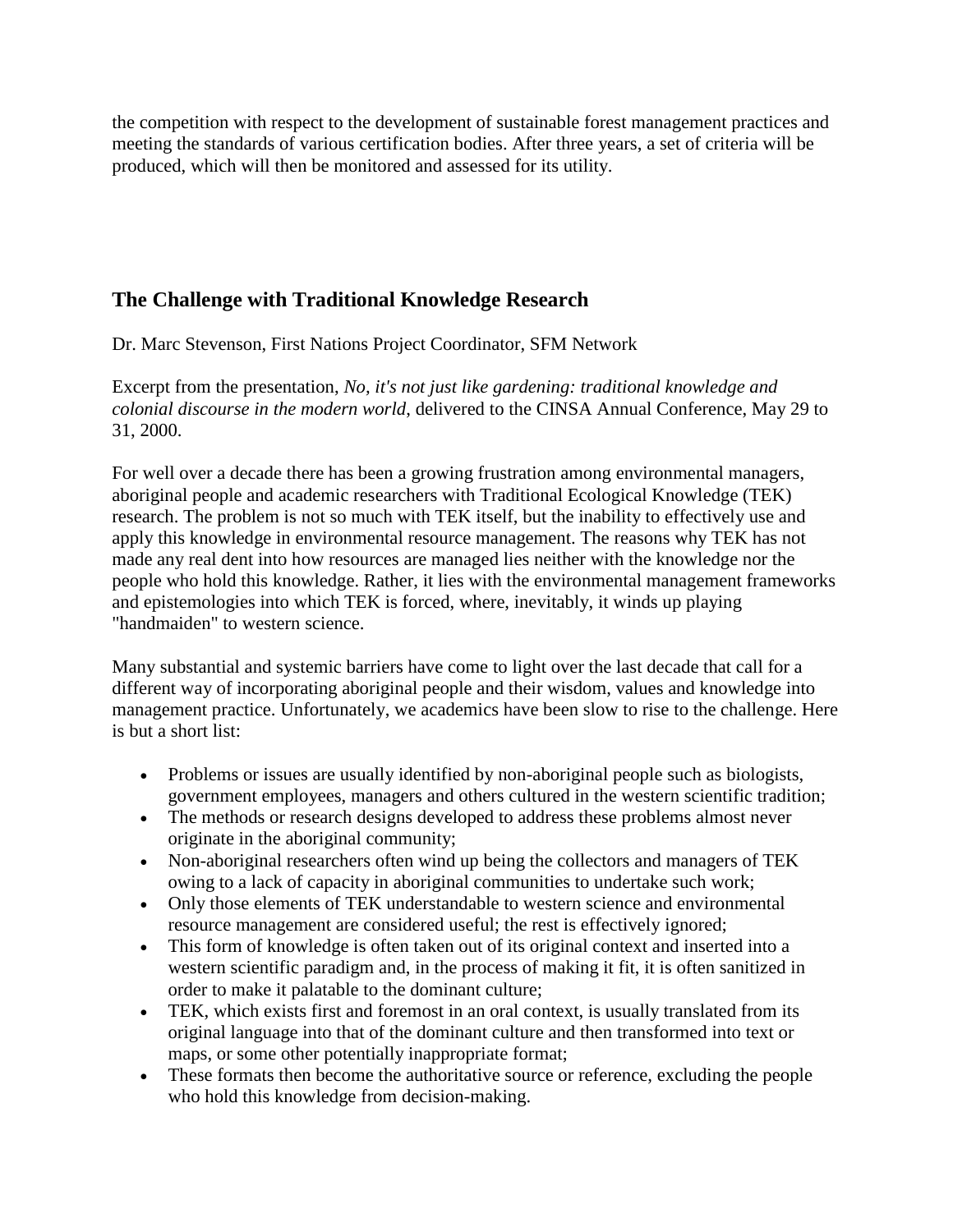the competition with respect to the development of sustainable forest management practices and meeting the standards of various certification bodies. After three years, a set of criteria will be produced, which will then be monitored and assessed for its utility.

## The Challenge with Traditional Knowledge Research

Dr. Marc Stevenson, First Nations Project Coordinator, SFM Network

Excerpt from the presentation, *No, it's not just like gardening: traditional knowledge and colonial discourse in the modern world*, delivered to the CINSA Annual Conference, May 29 to 31, 2000.

For well over a decade there has been a growing frustration among environmental managers, aboriginal people and academic researchers with Traditional Ecological Knowledge (TEK) research. The problem is not so much with TEK itself, but the inability to effectively use and apply this knowledge in environmental resource management. The reasons why TEK has not made any real dent into how resources are managed lies neither with the knowledge nor the people who hold this knowledge. Rather, it lies with the environmental management frameworks and epistemologies into which TEK is forced, where, inevitably, it winds up playing "handmaiden" to western science.

Many substantial and systemic barriers have come to light over the last decade that call for a different way of incorporating aboriginal people and their wisdom, values and knowledge into management practice. Unfortunately, we academics have been slow to rise to the challenge. Here is but a short list:

- Problems or issues are usually identified by non-aboriginal people such as biologists, government employees, managers and others cultured in the western scientific tradition;
- The methods or research designs developed to address these problems almost never originate in the aboriginal community;
- Non-aboriginal researchers often wind up being the collectors and managers of TEK owing to a lack of capacity in aboriginal communities to undertake such work;
- Only those elements of TEK understandable to western science and environmental resource management are considered useful; the rest is effectively ignored;
- This form of knowledge is often taken out of its original context and inserted into a western scientific paradigm and, in the process of making it fit, it is often sanitized in order to make it palatable to the dominant culture;
- TEK, which exists first and foremost in an oral context, is usually translated from its original language into that of the dominant culture and then transformed into text or maps, or some other potentially inappropriate format;
- These formats then become the authoritative source or reference, excluding the people who hold this knowledge from decision-making.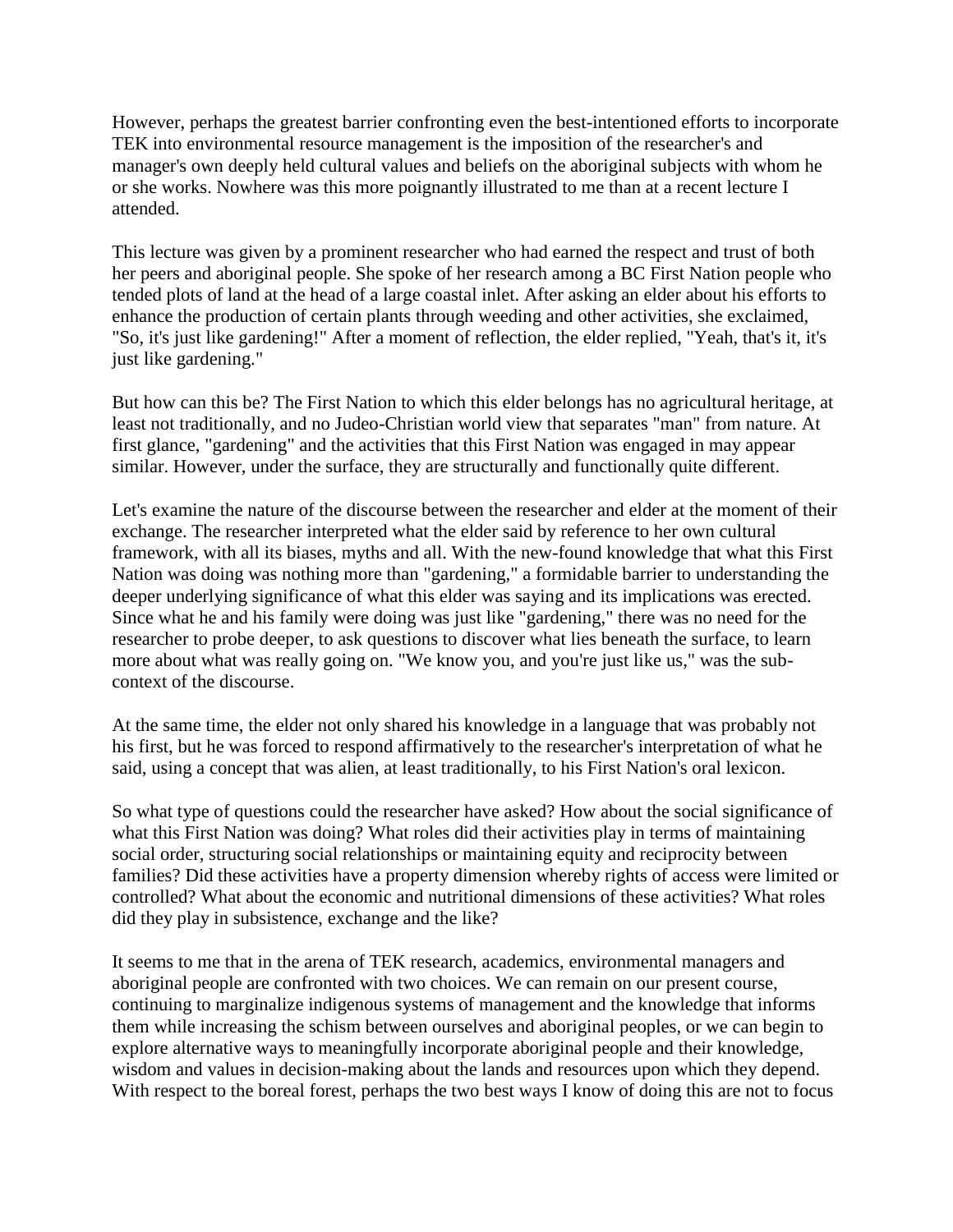However, perhaps the greatest barrier confronting even the best-intentioned efforts to incorporate TEK into environmental resource management is the imposition of the researcher's and manager's own deeply held cultural values and beliefs on the aboriginal subjects with whom he or she works. Nowhere was this more poignantly illustrated to me than at a recent lecture I attended.

This lecture was given by a prominent researcher who had earned the respect and trust of both her peers and aboriginal people. She spoke of her research among a BC First Nation people who tended plots of land at the head of a large coastal inlet. After asking an elder about his efforts to enhance the production of certain plants through weeding and other activities, she exclaimed, "So, it's just like gardening!" After a moment of reflection, the elder replied, "Yeah, that's it, it's just like gardening."

But how can this be? The First Nation to which this elder belongs has no agricultural heritage, at least not traditionally, and no Judeo-Christian world view that separates "man" from nature. At first glance, "gardening" and the activities that this First Nation was engaged in may appear similar. However, under the surface, they are structurally and functionally quite different.

Let's examine the nature of the discourse between the researcher and elder at the moment of their exchange. The researcher interpreted what the elder said by reference to her own cultural framework, with all its biases, myths and all. With the new-found knowledge that what this First Nation was doing was nothing more than "gardening," a formidable barrier to understanding the deeper underlying significance of what this elder was saying and its implications was erected. Since what he and his family were doing was just like "gardening," there was no need for the researcher to probe deeper, to ask questions to discover what lies beneath the surface, to learn more about what was really going on. "We know you, and you're just like us," was the sub-context of the discourse.

At the same time, the elder not only shared his knowledge in a language that was probably not his first, but he was forced to respond affirmatively to the researcher's interpretation of what he said, using a concept that was alien, at least traditionally, to his First Nation's oral lexicon.

So what type of questions could the researcher have asked? How about the social significance of what this First Nation was doing? What roles did their activities play in terms of maintaining social order, structuring social relationships or maintaining equity and reciprocity between families? Did these activities have a property dimension whereby rights of access were limited or controlled? What about the economic and nutritional dimensions of these activities? What roles did they play in subsistence, exchange and the like?

It seems to me that in the arena of TEK research, academics, environmental managers and aboriginal people are confronted with two choices. We can remain on our present course, continuing to marginalize indigenous systems of management and the knowledge that informs them while increasing the schism between ourselves and aboriginal peoples, or we can begin to explore alternative ways to meaningfully incorporate aboriginal people and their knowledge, wisdom and values in decision-making about the lands and resources upon which they depend. With respect to the boreal forest, perhaps the two best ways I know of doing this are not to focus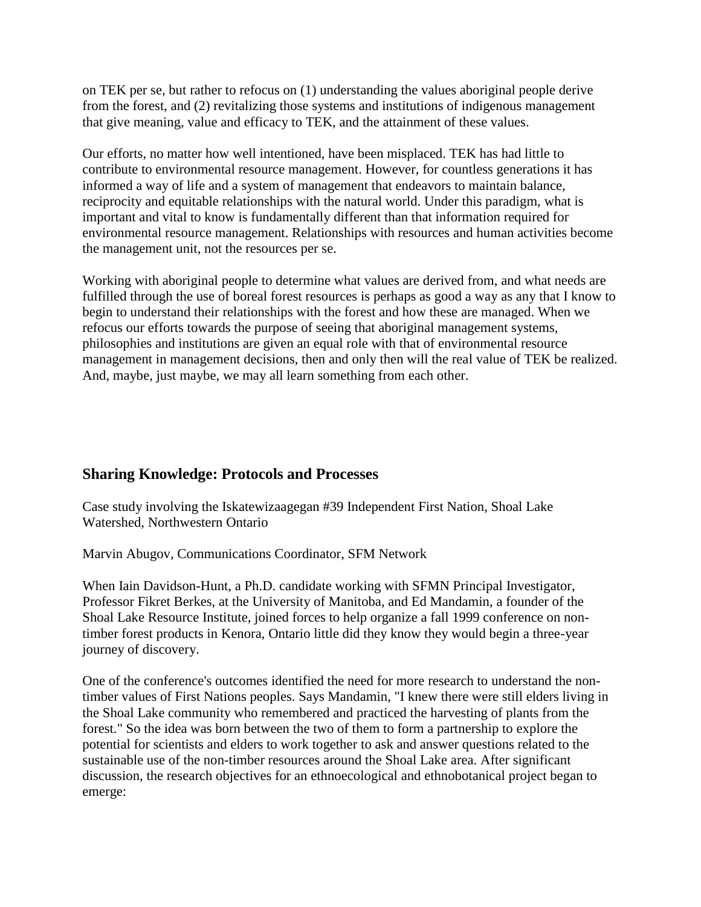on TEK per se, but rather to refocus on (1) understanding the values aboriginal people derive from the forest, and (2) revitalizing those systems and institutions of indigenous management that give meaning, value and efficacy to TEK, and the attainment of these values.

Our efforts, no matter how well intentioned, have been misplaced. TEK has had little to contribute to environmental resource management. However, for countless generations it has informed a way of life and a system of management that endeavors to maintain balance, reciprocity and equitable relationships with the natural world. Under this paradigm, what is important and vital to know is fundamentally different than that information required for environmental resource management. Relationships with resources and human activities become the management unit, not the resources per se.

Working with aboriginal people to determine what values are derived from, and what needs are fulfilled through the use of boreal forest resources is perhaps as good a way as any that I know to begin to understand their relationships with the forest and how these are managed. When we refocus our efforts towards the purpose of seeing that aboriginal management systems, philosophies and institutions are given an equal role with that of environmental resource management in management decisions, then and only then will the real value of TEK be realized. And, maybe, just maybe, we may all learn something from each other.

## Sharing Knowledge: Protocols and Processes

Case study involving the Iskatewizaagegan #39 Independent First Nation, Shoal Lake Watershed, Northwestern Ontario

Marvin Abugov, Communications Coordinator, SFM Network

When Iain Davidson-Hunt, a Ph.D. candidate working with SFMN Principal Investigator, Professor Fikret Berkes, at the University of Manitoba, and Ed Mandamin, a founder of the Shoal Lake Resource Institute, joined forces to help organize a fall 1999 conference on non-timber forest products in Kenora, Ontario little did they know they would begin a three-year journey of discovery.

One of the conference's outcomes identified the need for more research to understand the non-timber values of First Nations peoples. Says Mandamin, "I knew there were still elders living in the Shoal Lake community who remembered and practiced the harvesting of plants from the forest." So the idea was born between the two of them to form a partnership to explore the potential for scientists and elders to work together to ask and answer questions related to the sustainable use of the non-timber resources around the Shoal Lake area. After significant discussion, the research objectives for an ethnoecological and ethnobotanical project began to emerge: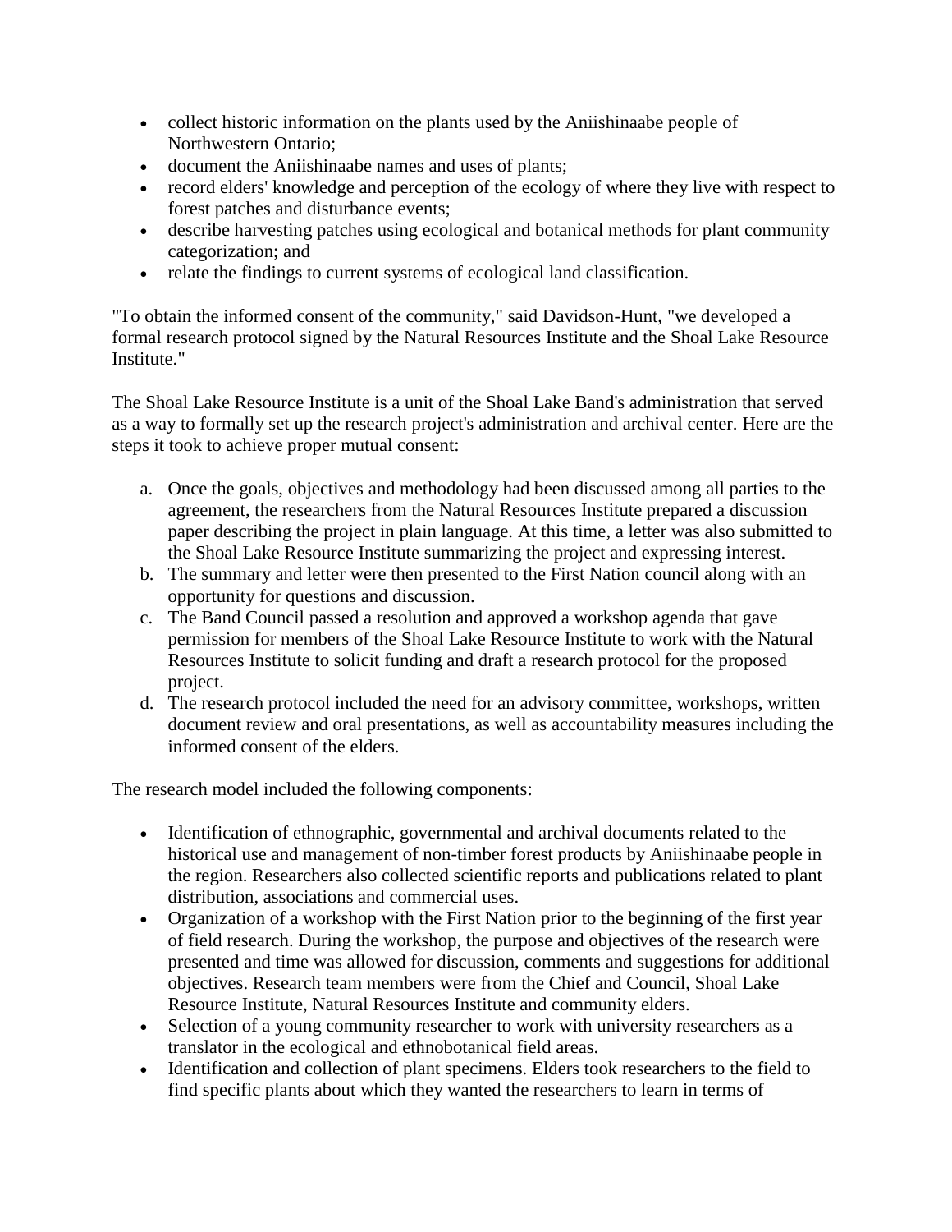- collect historic information on the plants used by the Aniishinaabe people of Northwestern Ontario;
- document the Aniishinaabe names and uses of plants;
- record elders' knowledge and perception of the ecology of where they live with respect to forest patches and disturbance events;
- describe harvesting patches using ecological and botanical methods for plant community categorization; and
- relate the findings to current systems of ecological land classification.

"To obtain the informed consent of the community," said Davidson-Hunt, "we developed a formal research protocol signed by the Natural Resources Institute and the Shoal Lake Resource Institute."

The Shoal Lake Resource Institute is a unit of the Shoal Lake Band's administration that served as a way to formally set up the research project's administration and archival center. Here are the steps it took to achieve proper mutual consent:

a. Once the goals, objectives and methodology had been discussed among all parties to the agreement, the researchers from the Natural Resources Institute prepared a discussion paper describing the project in plain language. At this time, a letter was also submitted to the Shoal Lake Resource Institute summarizing the project and expressing interest.
b. The summary and letter were then presented to the First Nation council along with an opportunity for questions and discussion.
c. The Band Council passed a resolution and approved a workshop agenda that gave permission for members of the Shoal Lake Resource Institute to work with the Natural Resources Institute to solicit funding and draft a research protocol for the proposed project.
d. The research protocol included the need for an advisory committee, workshops, written document review and oral presentations, as well as accountability measures including the informed consent of the elders.

The research model included the following components:

- Identification of ethnographic, governmental and archival documents related to the historical use and management of non-timber forest products by Aniishinaabe people in the region. Researchers also collected scientific reports and publications related to plant distribution, associations and commercial uses.
- Organization of a workshop with the First Nation prior to the beginning of the first year of field research. During the workshop, the purpose and objectives of the research were presented and time was allowed for discussion, comments and suggestions for additional objectives. Research team members were from the Chief and Council, Shoal Lake Resource Institute, Natural Resources Institute and community elders.
- Selection of a young community researcher to work with university researchers as a translator in the ecological and ethnobotanical field areas.
- Identification and collection of plant specimens. Elders took researchers to the field to find specific plants about which they wanted the researchers to learn in terms of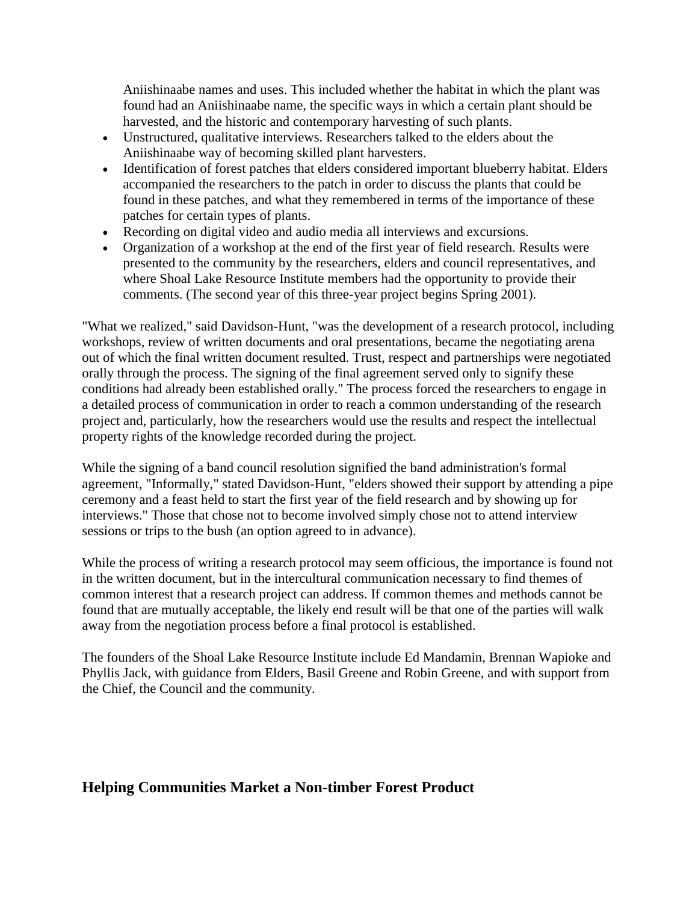Aniishinaabe names and uses. This included whether the habitat in which the plant was found had an Aniishinaabe name, the specific ways in which a certain plant should be harvested, and the historic and contemporary harvesting of such plants.

- Unstructured, qualitative interviews. Researchers talked to the elders about the Aniishinaabe way of becoming skilled plant harvesters.
- Identification of forest patches that elders considered important blueberry habitat. Elders accompanied the researchers to the patch in order to discuss the plants that could be found in these patches, and what they remembered in terms of the importance of these patches for certain types of plants.
- Recording on digital video and audio media all interviews and excursions.
- Organization of a workshop at the end of the first year of field research. Results were presented to the community by the researchers, elders and council representatives, and where Shoal Lake Resource Institute members had the opportunity to provide their comments. (The second year of this three-year project begins Spring 2001).

"What we realized," said Davidson-Hunt, "was the development of a research protocol, including workshops, review of written documents and oral presentations, became the negotiating arena out of which the final written document resulted. Trust, respect and partnerships were negotiated orally through the process. The signing of the final agreement served only to signify these conditions had already been established orally." The process forced the researchers to engage in a detailed process of communication in order to reach a common understanding of the research project and, particularly, how the researchers would use the results and respect the intellectual property rights of the knowledge recorded during the project.

While the signing of a band council resolution signified the band administration's formal agreement, "Informally," stated Davidson-Hunt, "elders showed their support by attending a pipe ceremony and a feast held to start the first year of the field research and by showing up for interviews." Those that chose not to become involved simply chose not to attend interview sessions or trips to the bush (an option agreed to in advance).

While the process of writing a research protocol may seem officious, the importance is found not in the written document, but in the intercultural communication necessary to find themes of common interest that a research project can address. If common themes and methods cannot be found that are mutually acceptable, the likely end result will be that one of the parties will walk away from the negotiation process before a final protocol is established.

The founders of the Shoal Lake Resource Institute include Ed Mandamin, Brennan Wapioke and Phyllis Jack, with guidance from Elders, Basil Greene and Robin Greene, and with support from the Chief, the Council and the community.

## Helping Communities Market a Non-timber Forest Product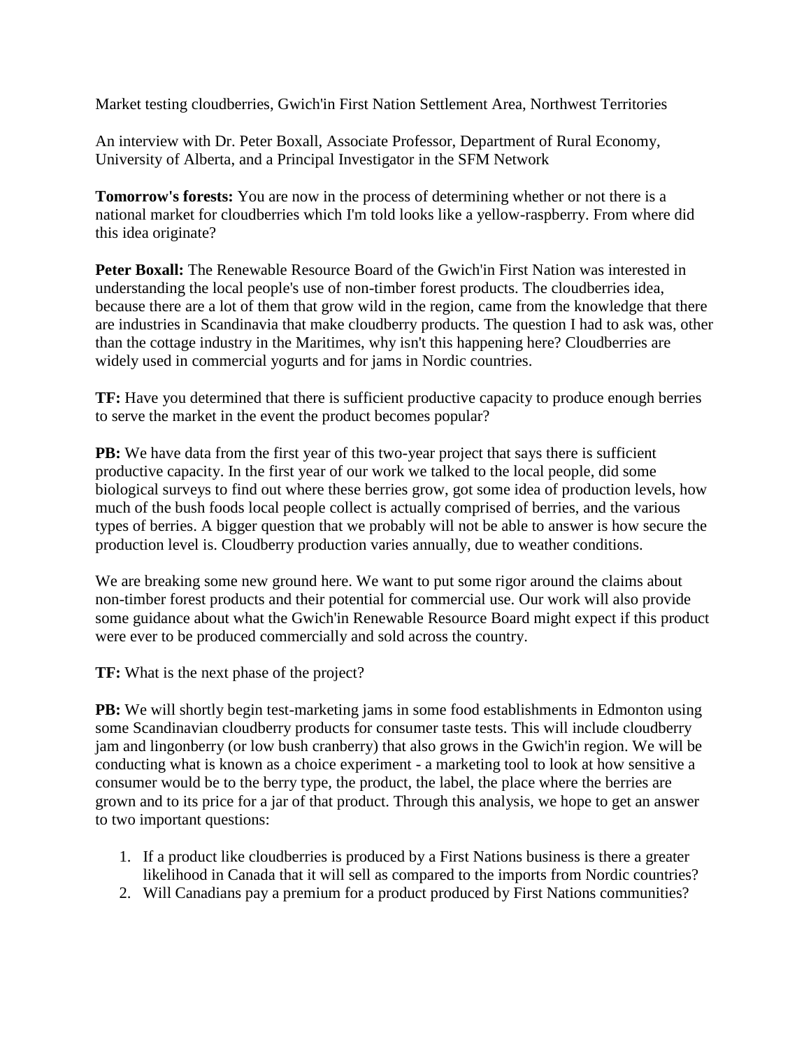Market testing cloudberries, Gwich'in First Nation Settlement Area, Northwest Territories

An interview with Dr. Peter Boxall, Associate Professor, Department of Rural Economy, University of Alberta, and a Principal Investigator in the SFM Network

**Tomorrow's forests:** You are now in the process of determining whether or not there is a national market for cloudberries which I'm told looks like a yellow-raspberry. From where did this idea originate?

**Peter Boxall:** The Renewable Resource Board of the Gwich'in First Nation was interested in understanding the local people's use of non-timber forest products. The cloudberries idea, because there are a lot of them that grow wild in the region, came from the knowledge that there are industries in Scandinavia that make cloudberry products. The question I had to ask was, other than the cottage industry in the Maritimes, why isn't this happening here? Cloudberries are widely used in commercial yogurts and for jams in Nordic countries.

**TF:** Have you determined that there is sufficient productive capacity to produce enough berries to serve the market in the event the product becomes popular?

**PB:** We have data from the first year of this two-year project that says there is sufficient productive capacity. In the first year of our work we talked to the local people, did some biological surveys to find out where these berries grow, got some idea of production levels, how much of the bush foods local people collect is actually comprised of berries, and the various types of berries. A bigger question that we probably will not be able to answer is how secure the production level is. Cloudberry production varies annually, due to weather conditions.

We are breaking some new ground here. We want to put some rigor around the claims about non-timber forest products and their potential for commercial use. Our work will also provide some guidance about what the Gwich'in Renewable Resource Board might expect if this product were ever to be produced commercially and sold across the country.

**TF:** What is the next phase of the project?

**PB:** We will shortly begin test-marketing jams in some food establishments in Edmonton using some Scandinavian cloudberry products for consumer taste tests. This will include cloudberry jam and lingonberry (or low bush cranberry) that also grows in the Gwich'in region. We will be conducting what is known as a choice experiment - a marketing tool to look at how sensitive a consumer would be to the berry type, the product, the label, the place where the berries are grown and to its price for a jar of that product. Through this analysis, we hope to get an answer to two important questions:

1. If a product like cloudberries is produced by a First Nations business is there a greater likelihood in Canada that it will sell as compared to the imports from Nordic countries?
2. Will Canadians pay a premium for a product produced by First Nations communities?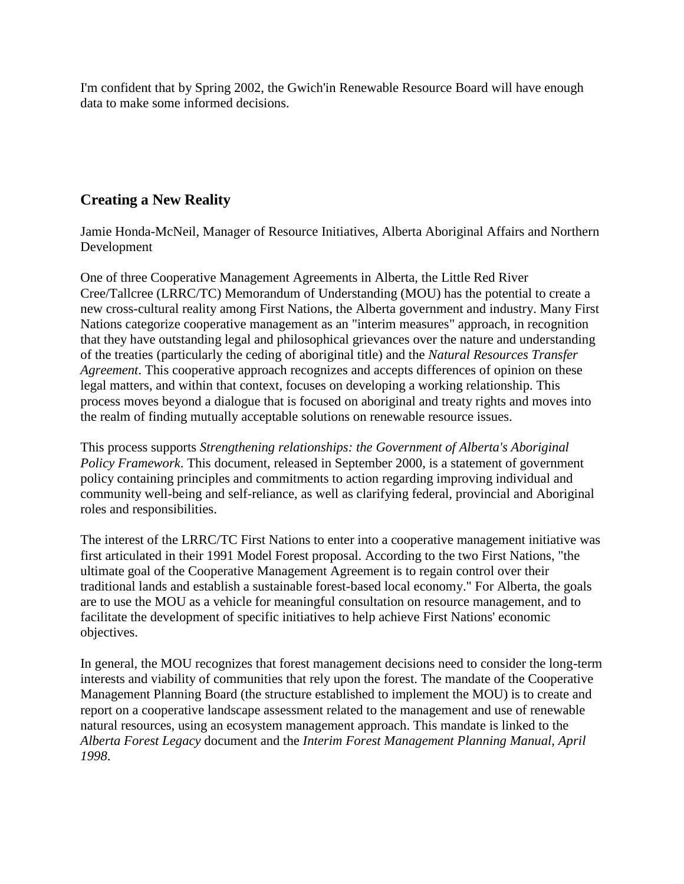I'm confident that by Spring 2002, the Gwich'in Renewable Resource Board will have enough data to make some informed decisions.

## Creating a New Reality

Jamie Honda-McNeil, Manager of Resource Initiatives, Alberta Aboriginal Affairs and Northern Development

One of three Cooperative Management Agreements in Alberta, the Little Red River Cree/Tallcree (LRRC/TC) Memorandum of Understanding (MOU) has the potential to create a new cross-cultural reality among First Nations, the Alberta government and industry. Many First Nations categorize cooperative management as an "interim measures" approach, in recognition that they have outstanding legal and philosophical grievances over the nature and understanding of the treaties (particularly the ceding of aboriginal title) and the *Natural Resources Transfer Agreement*. This cooperative approach recognizes and accepts differences of opinion on these legal matters, and within that context, focuses on developing a working relationship. This process moves beyond a dialogue that is focused on aboriginal and treaty rights and moves into the realm of finding mutually acceptable solutions on renewable resource issues.

This process supports *Strengthening relationships: the Government of Alberta's Aboriginal Policy Framework*. This document, released in September 2000, is a statement of government policy containing principles and commitments to action regarding improving individual and community well-being and self-reliance, as well as clarifying federal, provincial and Aboriginal roles and responsibilities.

The interest of the LRRC/TC First Nations to enter into a cooperative management initiative was first articulated in their 1991 Model Forest proposal. According to the two First Nations, "the ultimate goal of the Cooperative Management Agreement is to regain control over their traditional lands and establish a sustainable forest-based local economy." For Alberta, the goals are to use the MOU as a vehicle for meaningful consultation on resource management, and to facilitate the development of specific initiatives to help achieve First Nations' economic objectives.

In general, the MOU recognizes that forest management decisions need to consider the long-term interests and viability of communities that rely upon the forest. The mandate of the Cooperative Management Planning Board (the structure established to implement the MOU) is to create and report on a cooperative landscape assessment related to the management and use of renewable natural resources, using an ecosystem management approach. This mandate is linked to the *Alberta Forest Legacy* document and the *Interim Forest Management Planning Manual, April 1998*.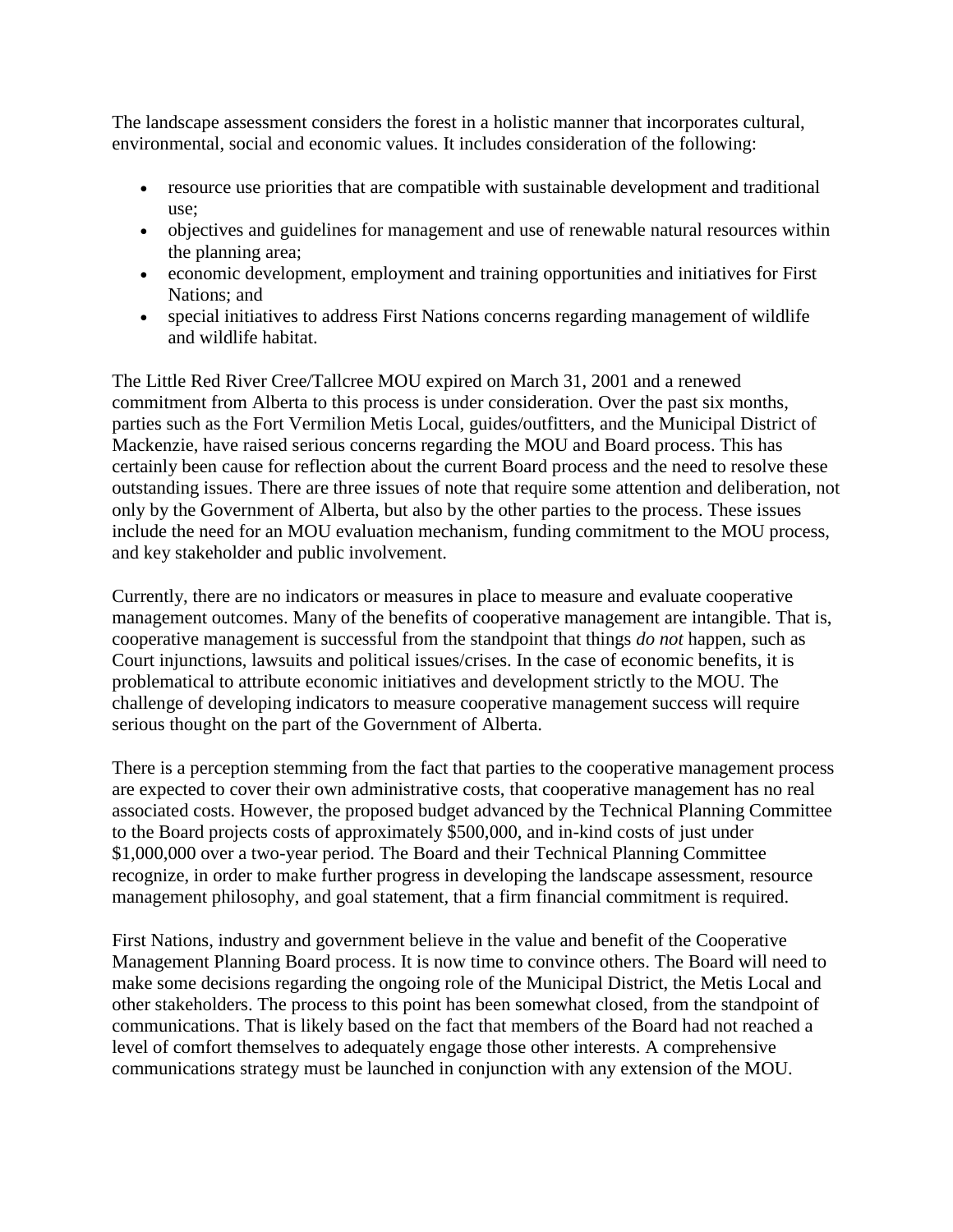The landscape assessment considers the forest in a holistic manner that incorporates cultural, environmental, social and economic values. It includes consideration of the following:

- resource use priorities that are compatible with sustainable development and traditional use;
- objectives and guidelines for management and use of renewable natural resources within the planning area;
- economic development, employment and training opportunities and initiatives for First Nations; and
- special initiatives to address First Nations concerns regarding management of wildlife and wildlife habitat.

The Little Red River Cree/Tallcree MOU expired on March 31, 2001 and a renewed commitment from Alberta to this process is under consideration. Over the past six months, parties such as the Fort Vermilion Metis Local, guides/outfitters, and the Municipal District of Mackenzie, have raised serious concerns regarding the MOU and Board process. This has certainly been cause for reflection about the current Board process and the need to resolve these outstanding issues. There are three issues of note that require some attention and deliberation, not only by the Government of Alberta, but also by the other parties to the process. These issues include the need for an MOU evaluation mechanism, funding commitment to the MOU process, and key stakeholder and public involvement.

Currently, there are no indicators or measures in place to measure and evaluate cooperative management outcomes. Many of the benefits of cooperative management are intangible. That is, cooperative management is successful from the standpoint that things *do not* happen, such as Court injunctions, lawsuits and political issues/crises. In the case of economic benefits, it is problematical to attribute economic initiatives and development strictly to the MOU. The challenge of developing indicators to measure cooperative management success will require serious thought on the part of the Government of Alberta.

There is a perception stemming from the fact that parties to the cooperative management process are expected to cover their own administrative costs, that cooperative management has no real associated costs. However, the proposed budget advanced by the Technical Planning Committee to the Board projects costs of approximately $500,000, and in-kind costs of just under $1,000,000 over a two-year period. The Board and their Technical Planning Committee recognize, in order to make further progress in developing the landscape assessment, resource management philosophy, and goal statement, that a firm financial commitment is required.

First Nations, industry and government believe in the value and benefit of the Cooperative Management Planning Board process. It is now time to convince others. The Board will need to make some decisions regarding the ongoing role of the Municipal District, the Metis Local and other stakeholders. The process to this point has been somewhat closed, from the standpoint of communications. That is likely based on the fact that members of the Board had not reached a level of comfort themselves to adequately engage those other interests. A comprehensive communications strategy must be launched in conjunction with any extension of the MOU.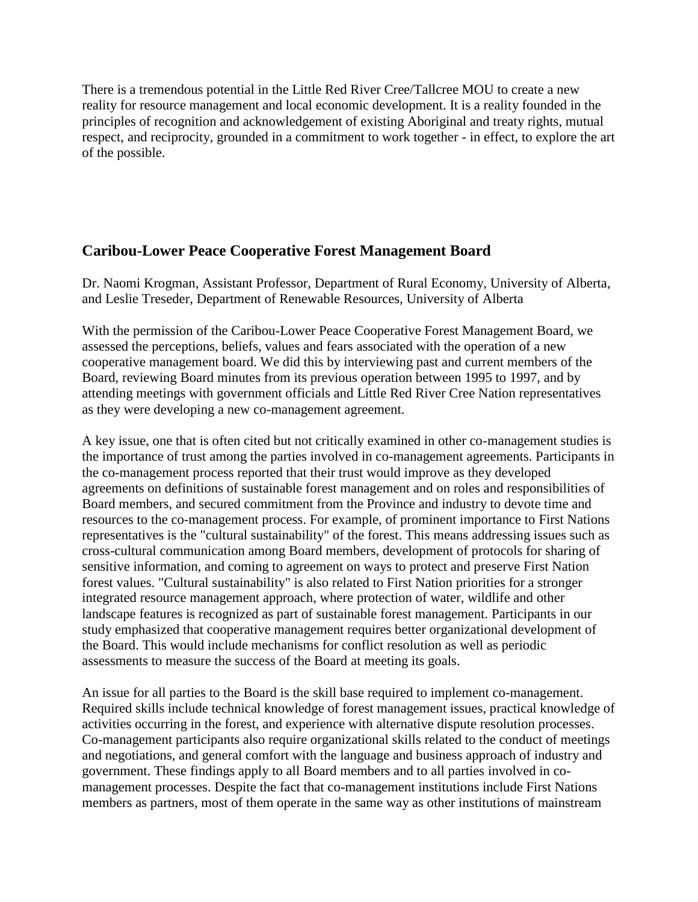There is a tremendous potential in the Little Red River Cree/Tallcree MOU to create a new reality for resource management and local economic development. It is a reality founded in the principles of recognition and acknowledgement of existing Aboriginal and treaty rights, mutual respect, and reciprocity, grounded in a commitment to work together - in effect, to explore the art of the possible.

## Caribou-Lower Peace Cooperative Forest Management Board

Dr. Naomi Krogman, Assistant Professor, Department of Rural Economy, University of Alberta, and Leslie Treseder, Department of Renewable Resources, University of Alberta

With the permission of the Caribou-Lower Peace Cooperative Forest Management Board, we assessed the perceptions, beliefs, values and fears associated with the operation of a new cooperative management board. We did this by interviewing past and current members of the Board, reviewing Board minutes from its previous operation between 1995 to 1997, and by attending meetings with government officials and Little Red River Cree Nation representatives as they were developing a new co-management agreement.

A key issue, one that is often cited but not critically examined in other co-management studies is the importance of trust among the parties involved in co-management agreements. Participants in the co-management process reported that their trust would improve as they developed agreements on definitions of sustainable forest management and on roles and responsibilities of Board members, and secured commitment from the Province and industry to devote time and resources to the co-management process. For example, of prominent importance to First Nations representatives is the "cultural sustainability" of the forest. This means addressing issues such as cross-cultural communication among Board members, development of protocols for sharing of sensitive information, and coming to agreement on ways to protect and preserve First Nation forest values. "Cultural sustainability" is also related to First Nation priorities for a stronger integrated resource management approach, where protection of water, wildlife and other landscape features is recognized as part of sustainable forest management. Participants in our study emphasized that cooperative management requires better organizational development of the Board. This would include mechanisms for conflict resolution as well as periodic assessments to measure the success of the Board at meeting its goals.

An issue for all parties to the Board is the skill base required to implement co-management. Required skills include technical knowledge of forest management issues, practical knowledge of activities occurring in the forest, and experience with alternative dispute resolution processes. Co-management participants also require organizational skills related to the conduct of meetings and negotiations, and general comfort with the language and business approach of industry and government. These findings apply to all Board members and to all parties involved in co-management processes. Despite the fact that co-management institutions include First Nations members as partners, most of them operate in the same way as other institutions of mainstream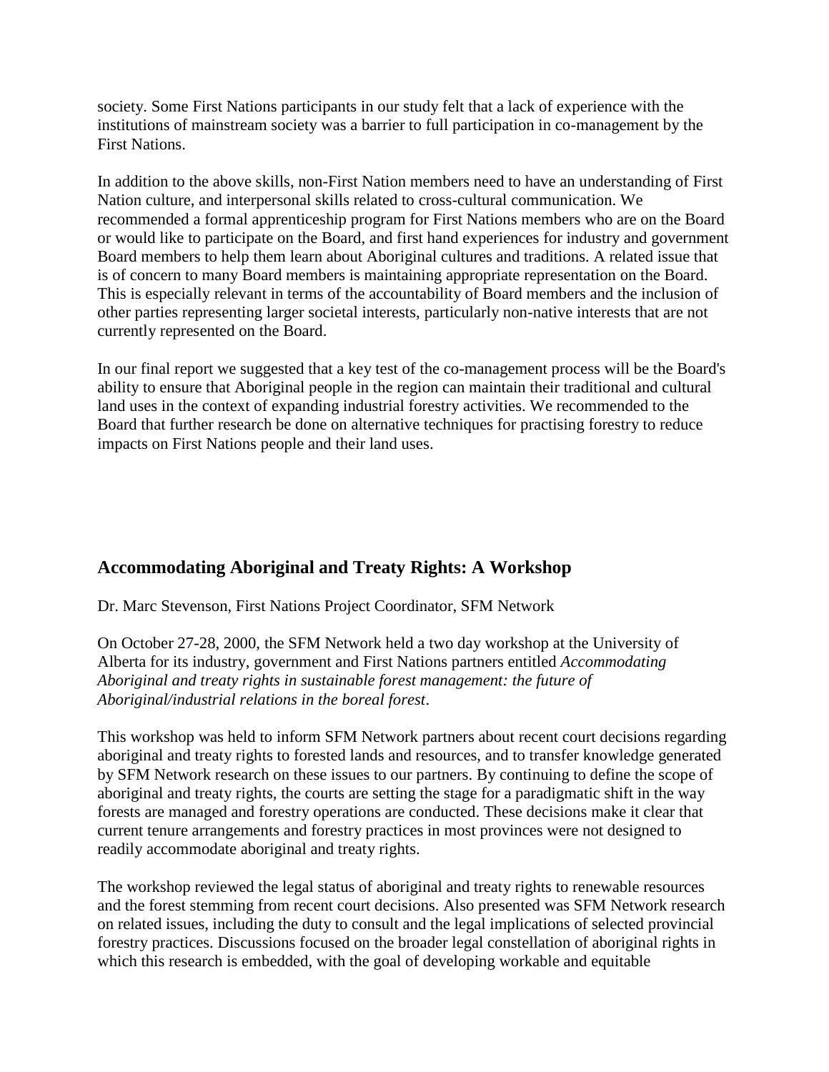society. Some First Nations participants in our study felt that a lack of experience with the institutions of mainstream society was a barrier to full participation in co-management by the First Nations.

In addition to the above skills, non-First Nation members need to have an understanding of First Nation culture, and interpersonal skills related to cross-cultural communication. We recommended a formal apprenticeship program for First Nations members who are on the Board or would like to participate on the Board, and first hand experiences for industry and government Board members to help them learn about Aboriginal cultures and traditions. A related issue that is of concern to many Board members is maintaining appropriate representation on the Board. This is especially relevant in terms of the accountability of Board members and the inclusion of other parties representing larger societal interests, particularly non-native interests that are not currently represented on the Board.

In our final report we suggested that a key test of the co-management process will be the Board's ability to ensure that Aboriginal people in the region can maintain their traditional and cultural land uses in the context of expanding industrial forestry activities. We recommended to the Board that further research be done on alternative techniques for practising forestry to reduce impacts on First Nations people and their land uses.

## Accommodating Aboriginal and Treaty Rights: A Workshop

Dr. Marc Stevenson, First Nations Project Coordinator, SFM Network

On October 27-28, 2000, the SFM Network held a two day workshop at the University of Alberta for its industry, government and First Nations partners entitled *Accommodating Aboriginal and treaty rights in sustainable forest management: the future of Aboriginal/industrial relations in the boreal forest*.

This workshop was held to inform SFM Network partners about recent court decisions regarding aboriginal and treaty rights to forested lands and resources, and to transfer knowledge generated by SFM Network research on these issues to our partners. By continuing to define the scope of aboriginal and treaty rights, the courts are setting the stage for a paradigmatic shift in the way forests are managed and forestry operations are conducted. These decisions make it clear that current tenure arrangements and forestry practices in most provinces were not designed to readily accommodate aboriginal and treaty rights.

The workshop reviewed the legal status of aboriginal and treaty rights to renewable resources and the forest stemming from recent court decisions. Also presented was SFM Network research on related issues, including the duty to consult and the legal implications of selected provincial forestry practices. Discussions focused on the broader legal constellation of aboriginal rights in which this research is embedded, with the goal of developing workable and equitable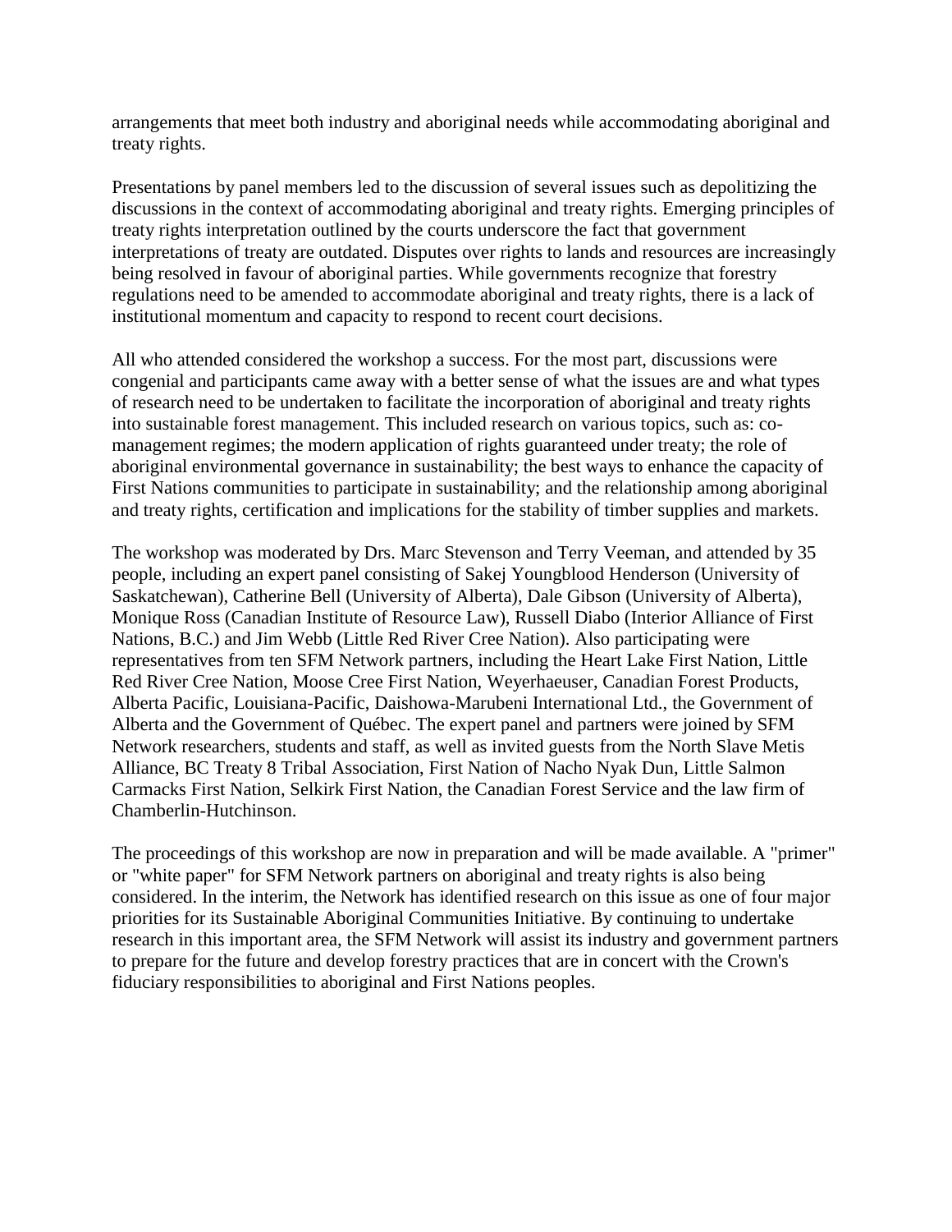arrangements that meet both industry and aboriginal needs while accommodating aboriginal and treaty rights.

Presentations by panel members led to the discussion of several issues such as depoliticizing the discussions in the context of accommodating aboriginal and treaty rights. Emerging principles of treaty rights interpretation outlined by the courts underscore the fact that government interpretations of treaty are outdated. Disputes over rights to lands and resources are increasingly being resolved in favour of aboriginal parties. While governments recognize that forestry regulations need to be amended to accommodate aboriginal and treaty rights, there is a lack of institutional momentum and capacity to respond to recent court decisions.

All who attended considered the workshop a success. For the most part, discussions were congenial and participants came away with a better sense of what the issues are and what types of research need to be undertaken to facilitate the incorporation of aboriginal and treaty rights into sustainable forest management. This included research on various topics, such as: co-management regimes; the modern application of rights guaranteed under treaty; the role of aboriginal environmental governance in sustainability; the best ways to enhance the capacity of First Nations communities to participate in sustainability; and the relationship among aboriginal and treaty rights, certification and implications for the stability of timber supplies and markets.

The workshop was moderated by Drs. Marc Stevenson and Terry Veeman, and attended by 35 people, including an expert panel consisting of Sakej Youngblood Henderson (University of Saskatchewan), Catherine Bell (University of Alberta), Dale Gibson (University of Alberta), Monique Ross (Canadian Institute of Resource Law), Russell Diabo (Interior Alliance of First Nations, B.C.) and Jim Webb (Little Red River Cree Nation). Also participating were representatives from ten SFM Network partners, including the Heart Lake First Nation, Little Red River Cree Nation, Moose Cree First Nation, Weyerhaeuser, Canadian Forest Products, Alberta Pacific, Louisiana-Pacific, Daishowa-Marubeni International Ltd., the Government of Alberta and the Government of Québec. The expert panel and partners were joined by SFM Network researchers, students and staff, as well as invited guests from the North Slave Metis Alliance, BC Treaty 8 Tribal Association, First Nation of Nacho Nyak Dun, Little Salmon Carmacks First Nation, Selkirk First Nation, the Canadian Forest Service and the law firm of Chamberlin-Hutchinson.

The proceedings of this workshop are now in preparation and will be made available. A "primer" or "white paper" for SFM Network partners on aboriginal and treaty rights is also being considered. In the interim, the Network has identified research on this issue as one of four major priorities for its Sustainable Aboriginal Communities Initiative. By continuing to undertake research in this important area, the SFM Network will assist its industry and government partners to prepare for the future and develop forestry practices that are in concert with the Crown's fiduciary responsibilities to aboriginal and First Nations peoples.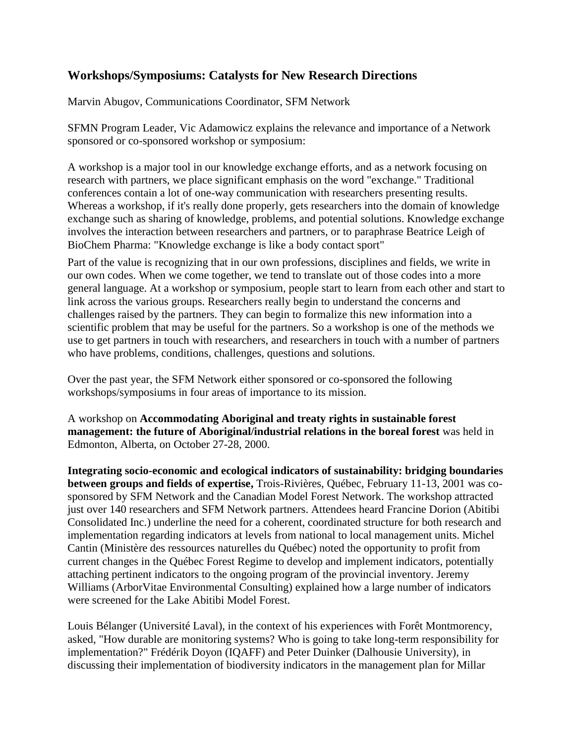## Workshops/Symposiums: Catalysts for New Research Directions

Marvin Abugov, Communications Coordinator, SFM Network

SFMN Program Leader, Vic Adamowicz explains the relevance and importance of a Network sponsored or co-sponsored workshop or symposium:

A workshop is a major tool in our knowledge exchange efforts, and as a network focusing on research with partners, we place significant emphasis on the word "exchange." Traditional conferences contain a lot of one-way communication with researchers presenting results. Whereas a workshop, if it's really done properly, gets researchers into the domain of knowledge exchange such as sharing of knowledge, problems, and potential solutions. Knowledge exchange involves the interaction between researchers and partners, or to paraphrase Beatrice Leigh of BioChem Pharma: "Knowledge exchange is like a body contact sport"

Part of the value is recognizing that in our own professions, disciplines and fields, we write in our own codes. When we come together, we tend to translate out of those codes into a more general language. At a workshop or symposium, people start to learn from each other and start to link across the various groups. Researchers really begin to understand the concerns and challenges raised by the partners. They can begin to formalize this new information into a scientific problem that may be useful for the partners. So a workshop is one of the methods we use to get partners in touch with researchers, and researchers in touch with a number of partners who have problems, conditions, challenges, questions and solutions.

Over the past year, the SFM Network either sponsored or co-sponsored the following workshops/symposiums in four areas of importance to its mission.

A workshop on **Accommodating Aboriginal and treaty rights in sustainable forest management: the future of Aboriginal/industrial relations in the boreal forest** was held in Edmonton, Alberta, on October 27-28, 2000.

**Integrating socio-economic and ecological indicators of sustainability: bridging boundaries between groups and fields of expertise,** Trois-Rivières, Québec, February 11-13, 2001 was co-sponsored by SFM Network and the Canadian Model Forest Network. The workshop attracted just over 140 researchers and SFM Network partners. Attendees heard Francine Dorion (Abitibi Consolidated Inc.) underline the need for a coherent, coordinated structure for both research and implementation regarding indicators at levels from national to local management units. Michel Cantin (Ministère des ressources naturelles du Québec) noted the opportunity to profit from current changes in the Québec Forest Regime to develop and implement indicators, potentially attaching pertinent indicators to the ongoing program of the provincial inventory. Jeremy Williams (ArborVitae Environmental Consulting) explained how a large number of indicators were screened for the Lake Abitibi Model Forest.

Louis Bélanger (Université Laval), in the context of his experiences with Forêt Montmorency, asked, "How durable are monitoring systems? Who is going to take long-term responsibility for implementation?" Frédérik Doyon (IQAFF) and Peter Duinker (Dalhousie University), in discussing their implementation of biodiversity indicators in the management plan for Millar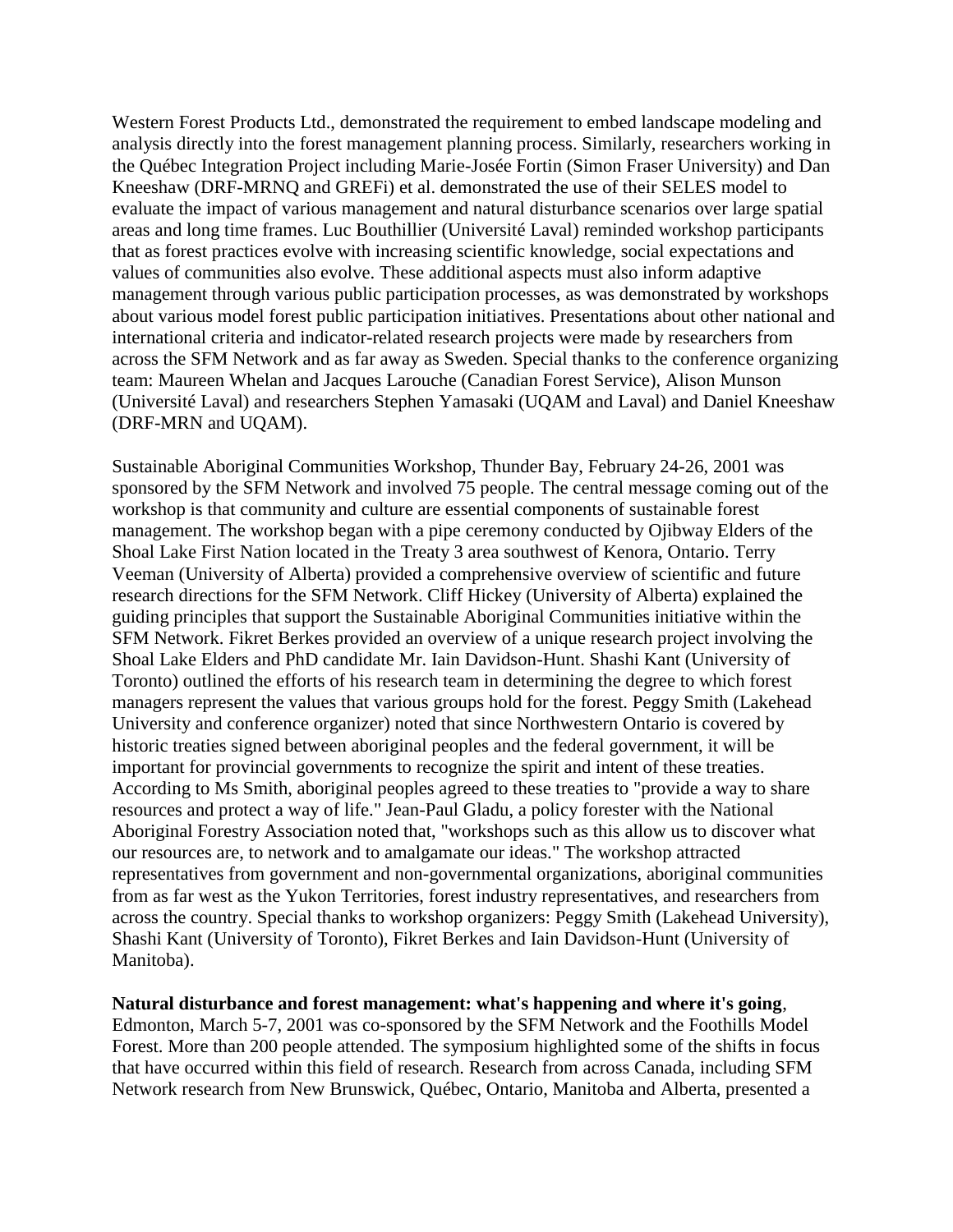Western Forest Products Ltd., demonstrated the requirement to embed landscape modeling and analysis directly into the forest management planning process. Similarly, researchers working in the Québec Integration Project including Marie-Josée Fortin (Simon Fraser University) and Dan Kneeshaw (DRF-MRNQ and GREFi) et al. demonstrated the use of their SELES model to evaluate the impact of various management and natural disturbance scenarios over large spatial areas and long time frames. Luc Bouthillier (Université Laval) reminded workshop participants that as forest practices evolve with increasing scientific knowledge, social expectations and values of communities also evolve. These additional aspects must also inform adaptive management through various public participation processes, as was demonstrated by workshops about various model forest public participation initiatives. Presentations about other national and international criteria and indicator-related research projects were made by researchers from across the SFM Network and as far away as Sweden. Special thanks to the conference organizing team: Maureen Whelan and Jacques Larouche (Canadian Forest Service), Alison Munson (Université Laval) and researchers Stephen Yamasaki (UQAM and Laval) and Daniel Kneeshaw (DRF-MRN and UQAM).

Sustainable Aboriginal Communities Workshop, Thunder Bay, February 24-26, 2001 was sponsored by the SFM Network and involved 75 people. The central message coming out of the workshop is that community and culture are essential components of sustainable forest management. The workshop began with a pipe ceremony conducted by Ojibway Elders of the Shoal Lake First Nation located in the Treaty 3 area southwest of Kenora, Ontario. Terry Veeman (University of Alberta) provided a comprehensive overview of scientific and future research directions for the SFM Network. Cliff Hickey (University of Alberta) explained the guiding principles that support the Sustainable Aboriginal Communities initiative within the SFM Network. Fikret Berkes provided an overview of a unique research project involving the Shoal Lake Elders and PhD candidate Mr. Iain Davidson-Hunt. Shashi Kant (University of Toronto) outlined the efforts of his research team in determining the degree to which forest managers represent the values that various groups hold for the forest. Peggy Smith (Lakehead University and conference organizer) noted that since Northwestern Ontario is covered by historic treaties signed between aboriginal peoples and the federal government, it will be important for provincial governments to recognize the spirit and intent of these treaties. According to Ms Smith, aboriginal peoples agreed to these treaties to "provide a way to share resources and protect a way of life." Jean-Paul Gladu, a policy forester with the National Aboriginal Forestry Association noted that, "workshops such as this allow us to discover what our resources are, to network and to amalgamate our ideas." The workshop attracted representatives from government and non-governmental organizations, aboriginal communities from as far west as the Yukon Territories, forest industry representatives, and researchers from across the country. Special thanks to workshop organizers: Peggy Smith (Lakehead University), Shashi Kant (University of Toronto), Fikret Berkes and Iain Davidson-Hunt (University of Manitoba).

**Natural disturbance and forest management: what's happening and where it's going**, Edmonton, March 5-7, 2001 was co-sponsored by the SFM Network and the Foothills Model Forest. More than 200 people attended. The symposium highlighted some of the shifts in focus that have occurred within this field of research. Research from across Canada, including SFM Network research from New Brunswick, Québec, Ontario, Manitoba and Alberta, presented a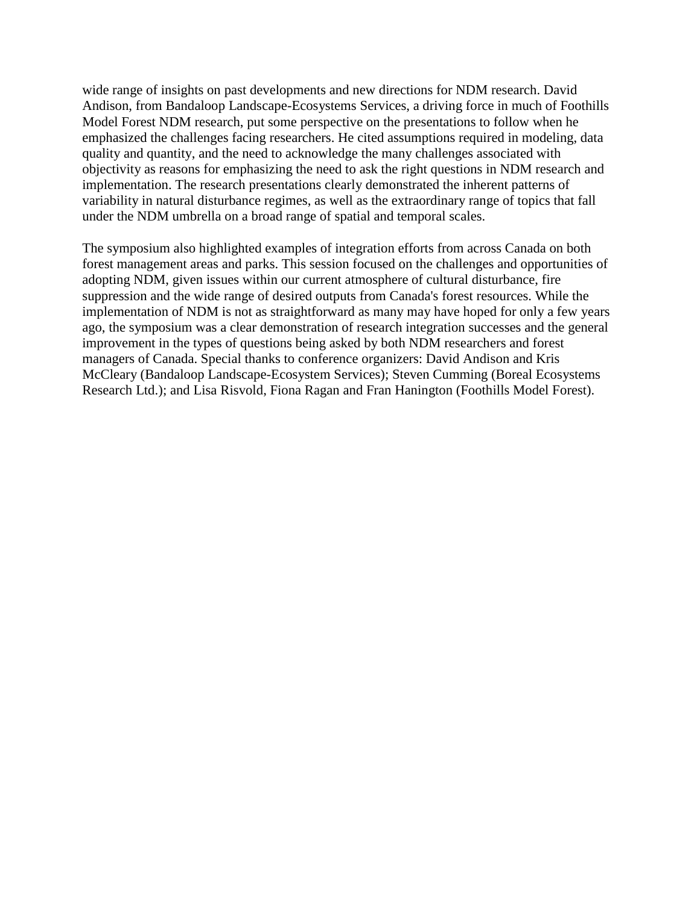wide range of insights on past developments and new directions for NDM research. David Andison, from Bandaloop Landscape-Ecosystems Services, a driving force in much of Foothills Model Forest NDM research, put some perspective on the presentations to follow when he emphasized the challenges facing researchers. He cited assumptions required in modeling, data quality and quantity, and the need to acknowledge the many challenges associated with objectivity as reasons for emphasizing the need to ask the right questions in NDM research and implementation. The research presentations clearly demonstrated the inherent patterns of variability in natural disturbance regimes, as well as the extraordinary range of topics that fall under the NDM umbrella on a broad range of spatial and temporal scales.

The symposium also highlighted examples of integration efforts from across Canada on both forest management areas and parks. This session focused on the challenges and opportunities of adopting NDM, given issues within our current atmosphere of cultural disturbance, fire suppression and the wide range of desired outputs from Canada's forest resources. While the implementation of NDM is not as straightforward as many may have hoped for only a few years ago, the symposium was a clear demonstration of research integration successes and the general improvement in the types of questions being asked by both NDM researchers and forest managers of Canada. Special thanks to conference organizers: David Andison and Kris McCleary (Bandaloop Landscape-Ecosystem Services); Steven Cumming (Boreal Ecosystems Research Ltd.); and Lisa Risvold, Fiona Ragan and Fran Hanington (Foothills Model Forest).